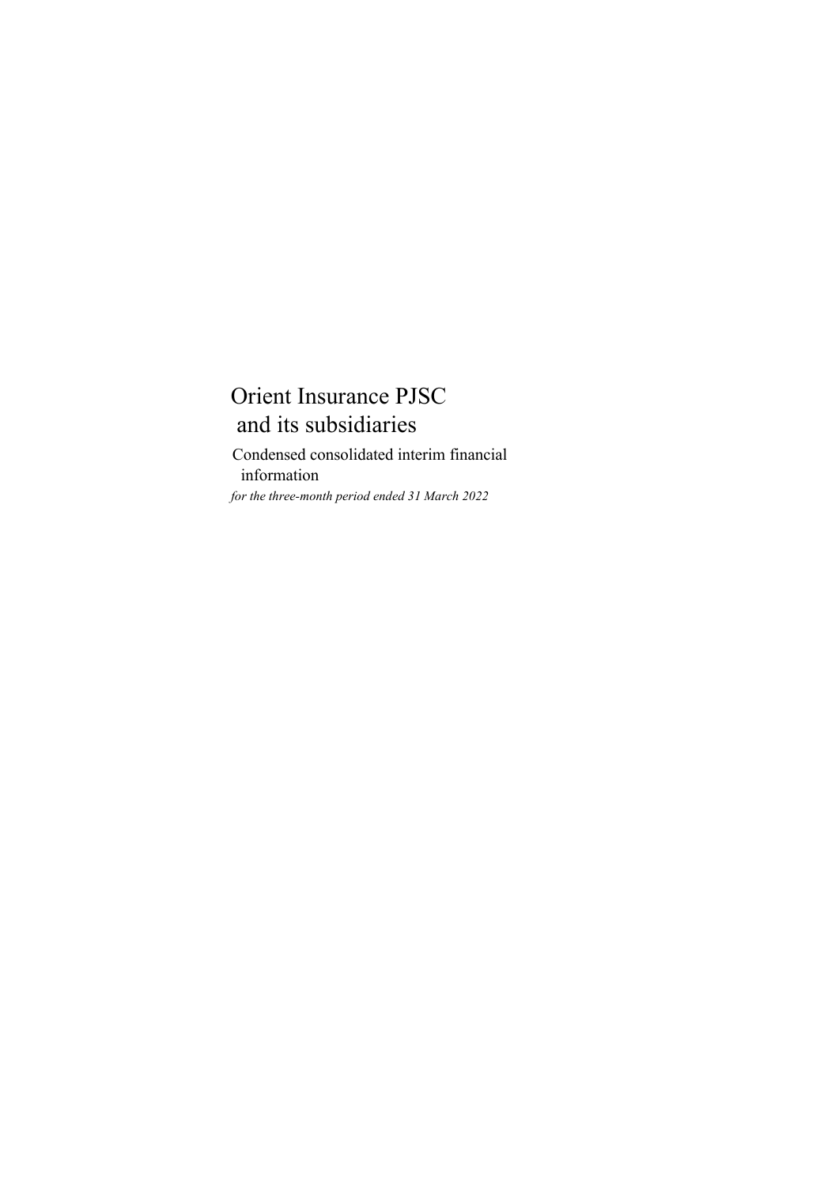# Orient Insurance PJSC and its subsidiaries

Condensed consolidated interim financial information

*for the three-month period ended 31 March 2022*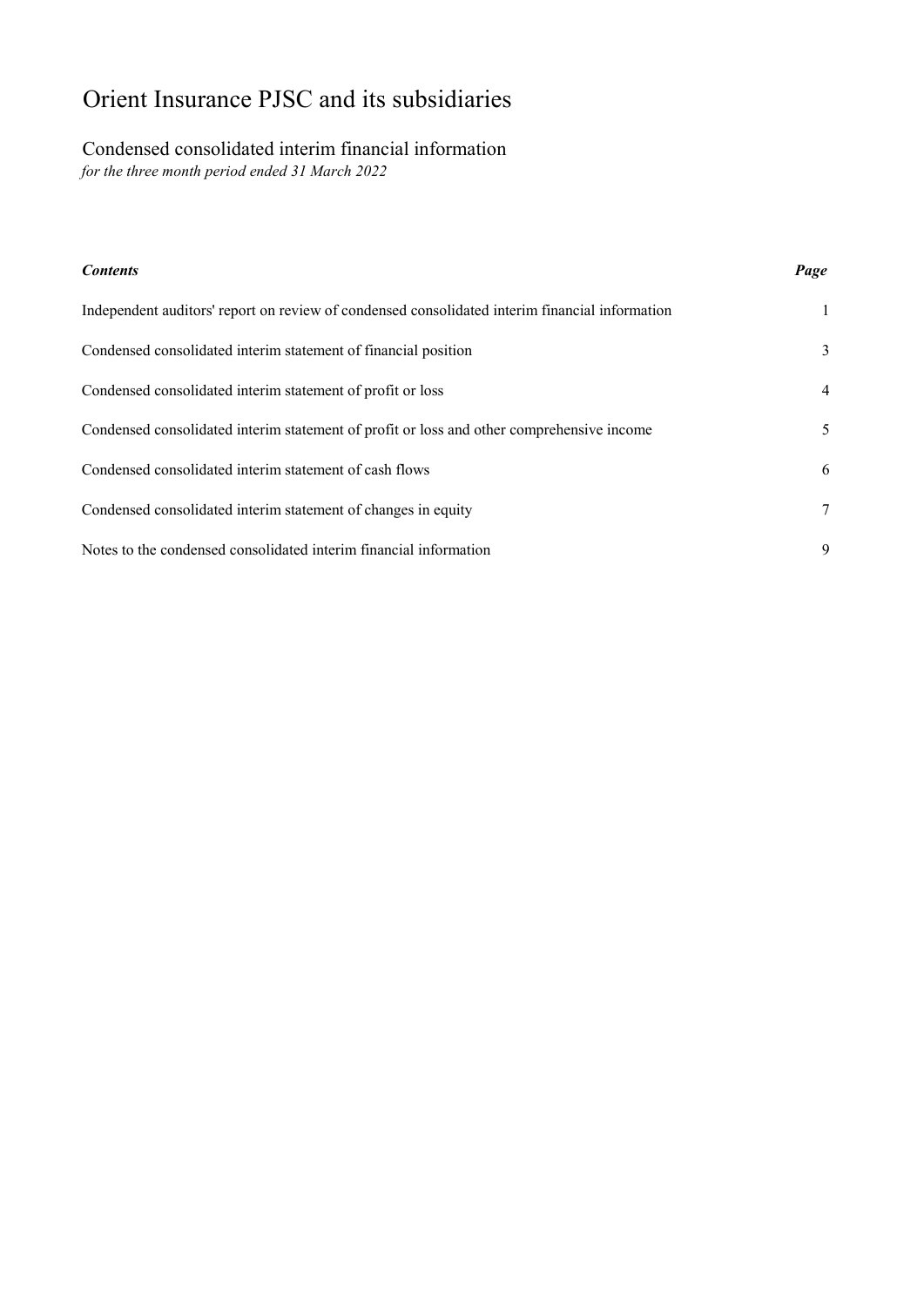# Orient Insurance PJSC and its subsidiaries

## Condensed consolidated interim financial information

*for the three month period ended 31 March 2022*

| ***Contents*** | ***Page*** |
|---|---|
| Independent auditors' report on review of condensed consolidated interim financial information | 1 |
| Condensed consolidated interim statement of financial position | 3 |
| Condensed consolidated interim statement of profit or loss | 4 |
| Condensed consolidated interim statement of profit or loss and other comprehensive income | 5 |
| Condensed consolidated interim statement of cash flows | 6 |
| Condensed consolidated interim statement of changes in equity | 7 |
| Notes to the condensed consolidated interim financial information | 9 |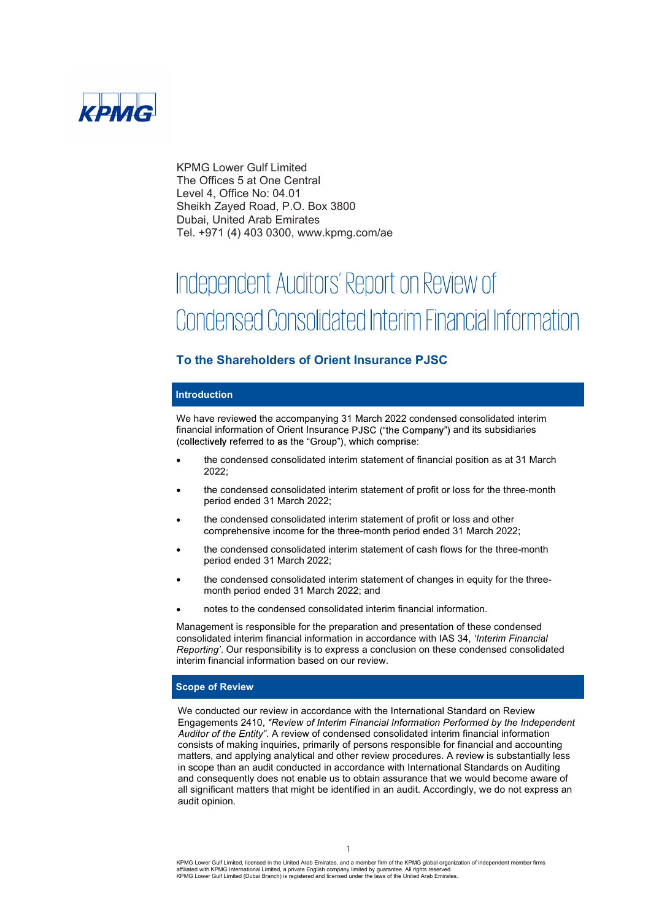KPMG Lower Gulf Limited
The Offices 5 at One Central
Level 4, Office No: 04.01
Sheikh Zayed Road, P.O. Box 3800
Dubai, United Arab Emirates
Tel. +971 (4) 403 0300, www.kpmg.com/ae

# Independent Auditors' Report on Review of Condensed Consolidated Interim Financial Information

## To the Shareholders of Orient Insurance PJSC

### Introduction

We have reviewed the accompanying 31 March 2022 condensed consolidated interim financial information of Orient Insurance PJSC ("the Company") and its subsidiaries (collectively referred to as the "Group"), which comprise:

- the condensed consolidated interim statement of financial position as at 31 March 2022;
- the condensed consolidated interim statement of profit or loss for the three-month period ended 31 March 2022;
- the condensed consolidated interim statement of profit or loss and other comprehensive income for the three-month period ended 31 March 2022;
- the condensed consolidated interim statement of cash flows for the three-month period ended 31 March 2022;
- the condensed consolidated interim statement of changes in equity for the three-month period ended 31 March 2022; and
- notes to the condensed consolidated interim financial information.

Management is responsible for the preparation and presentation of these condensed consolidated interim financial information in accordance with IAS 34, *'Interim Financial Reporting'*. Our responsibility is to express a conclusion on these condensed consolidated interim financial information based on our review.

### Scope of Review

We conducted our review in accordance with the International Standard on Review Engagements 2410, *"Review of Interim Financial Information Performed by the Independent Auditor of the Entity"*. A review of condensed consolidated interim financial information consists of making inquiries, primarily of persons responsible for financial and accounting matters, and applying analytical and other review procedures. A review is substantially less in scope than an audit conducted in accordance with International Standards on Auditing and consequently does not enable us to obtain assurance that we would become aware of all significant matters that might be identified in an audit. Accordingly, we do not express an audit opinion.

KPMG Lower Gulf Limited, licensed in the United Arab Emirates, and a member firm of the KPMG global organization of independent member firms affiliated with KPMG International Limited, a private English company limited by guarantee. All rights reserved.
KPMG Lower Gulf Limited (Dubai Branch) is registered and licensed under the laws of the United Arab Emirates.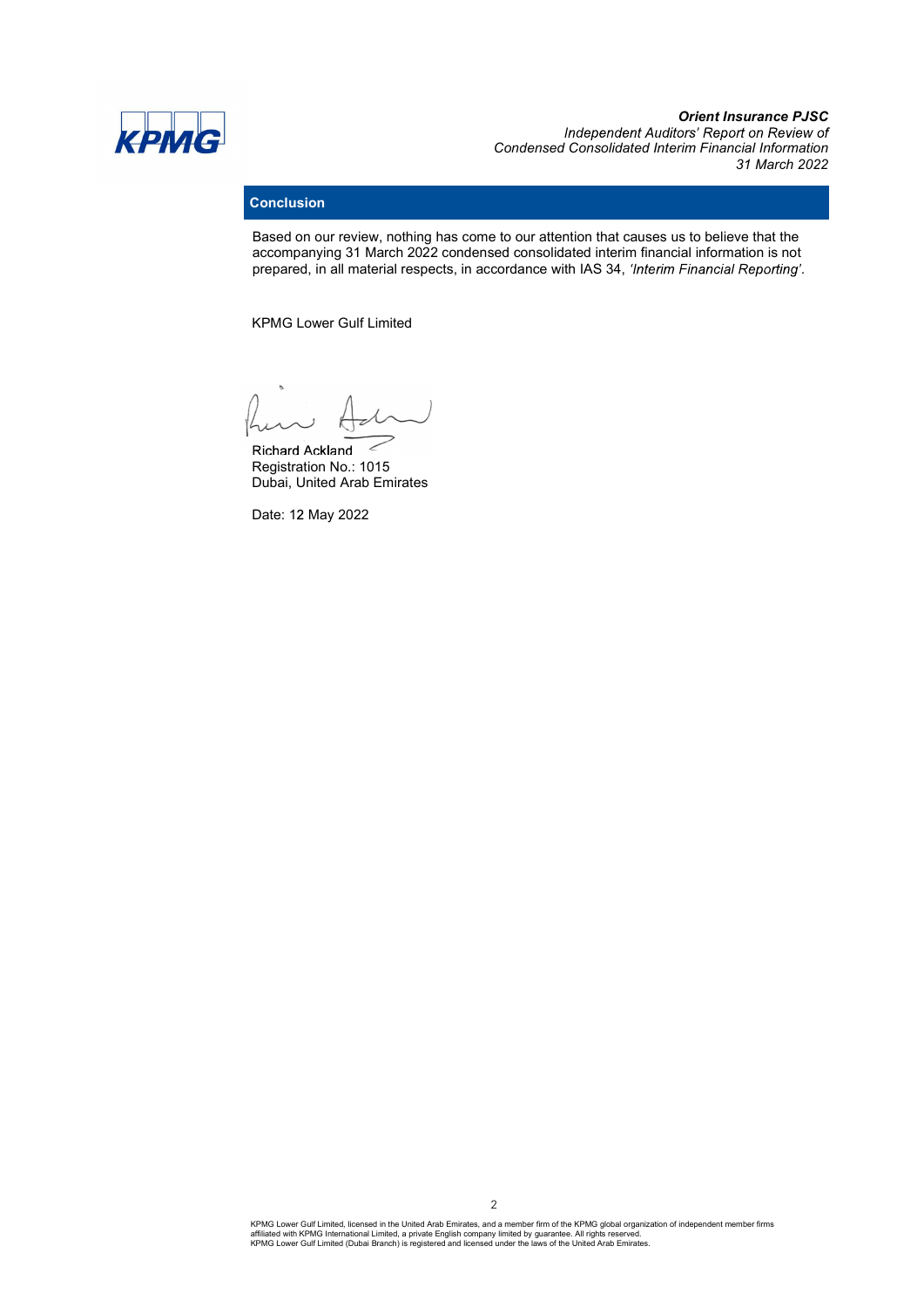## Conclusion

Based on our review, nothing has come to our attention that causes us to believe that the accompanying 31 March 2022 condensed consolidated interim financial information is not prepared, in all material respects, in accordance with IAS 34, *'Interim Financial Reporting'*.

KPMG Lower Gulf Limited

Richard Ackland
Registration No.: 1015
Dubai, United Arab Emirates

Date: 12 May 2022

KPMG Lower Gulf Limited, licensed in the United Arab Emirates, and a member firm of the KPMG global organization of independent member firms affiliated with KPMG International Limited, a private English company limited by guarantee. All rights reserved.
KPMG Lower Gulf Limited (Dubai Branch) is registered and licensed under the laws of the United Arab Emirates.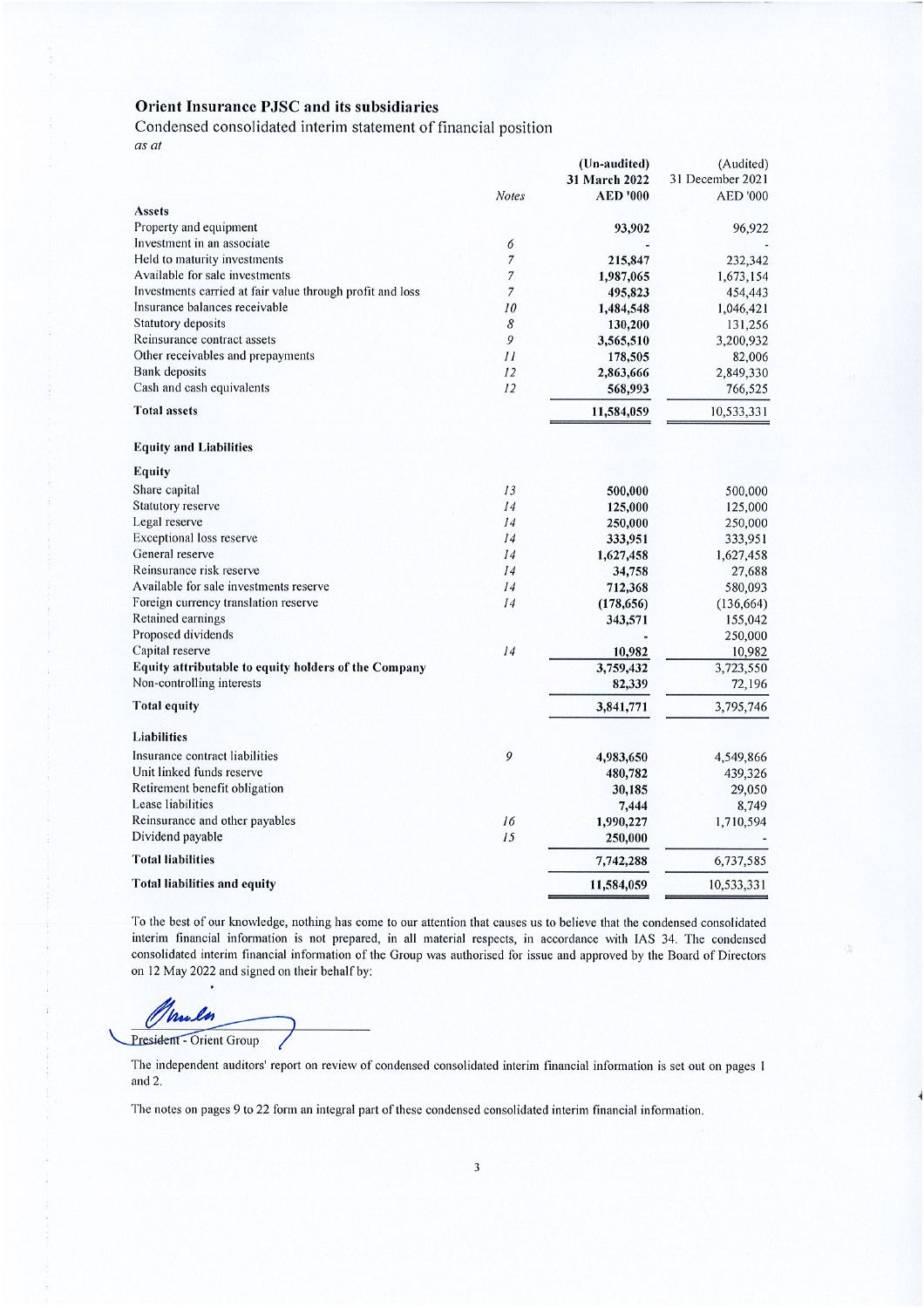# Orient Insurance PJSC and its subsidiaries

## Condensed consolidated interim statement of financial position

*as at*

| | Notes | (Un-audited) 31 March 2022 AED '000 | (Audited) 31 December 2021 AED '000 |
|---|---|---|---|
| **Assets** | | | |
| Property and equipment | | **93,902** | 96,922 |
| Investment in an associate | 6 | **-** | - |
| Held to maturity investments | 7 | **215,847** | 232,342 |
| Available for sale investments | 7 | **1,987,065** | 1,673,154 |
| Investments carried at fair value through profit and loss | 7 | **495,823** | 454,443 |
| Insurance balances receivable | 10 | **1,484,548** | 1,046,421 |
| Statutory deposits | 8 | **130,200** | 131,256 |
| Reinsurance contract assets | 9 | **3,565,510** | 3,200,932 |
| Other receivables and prepayments | 11 | **178,505** | 82,006 |
| Bank deposits | 12 | **2,863,666** | 2,849,330 |
| Cash and cash equivalents | 12 | **568,993** | 766,525 |
| **Total assets** | | **11,584,059** | 10,533,331 |
| **Equity and Liabilities** | | | |
| **Equity** | | | |
| Share capital | 13 | **500,000** | 500,000 |
| Statutory reserve | 14 | **125,000** | 125,000 |
| Legal reserve | 14 | **250,000** | 250,000 |
| Exceptional loss reserve | 14 | **333,951** | 333,951 |
| General reserve | 14 | **1,627,458** | 1,627,458 |
| Reinsurance risk reserve | 14 | **34,758** | 27,688 |
| Available for sale investments reserve | 14 | **712,368** | 580,093 |
| Foreign currency translation reserve | 14 | **(178,656)** | (136,664) |
| Retained earnings | | **343,571** | 155,042 |
| Proposed dividends | | **-** | 250,000 |
| Capital reserve | 14 | **10,982** | 10,982 |
| **Equity attributable to equity holders of the Company** | | **3,759,432** | 3,723,550 |
| Non-controlling interests | | **82,339** | 72,196 |
| **Total equity** | | **3,841,771** | 3,795,746 |
| **Liabilities** | | | |
| Insurance contract liabilities | 9 | **4,983,650** | 4,549,866 |
| Unit linked funds reserve | | **480,782** | 439,326 |
| Retirement benefit obligation | | **30,185** | 29,050 |
| Lease liabilities | | **7,444** | 8,749 |
| Reinsurance and other payables | 16 | **1,990,227** | 1,710,594 |
| Dividend payable | 15 | **250,000** | - |
| **Total liabilities** | | **7,742,288** | 6,737,585 |
| **Total liabilities and equity** | | **11,584,059** | 10,533,331 |

To the best of our knowledge, nothing has come to our attention that causes us to believe that the condensed consolidated interim financial information is not prepared, in all material respects, in accordance with IAS 34. The condensed consolidated interim financial information of the Group was authorised for issue and approved by the Board of Directors on 12 May 2022 and signed on their behalf by:

President - Orient Group

The independent auditors' report on review of condensed consolidated interim financial information is set out on pages 1 and 2.

The notes on pages 9 to 22 form an integral part of these condensed consolidated interim financial information.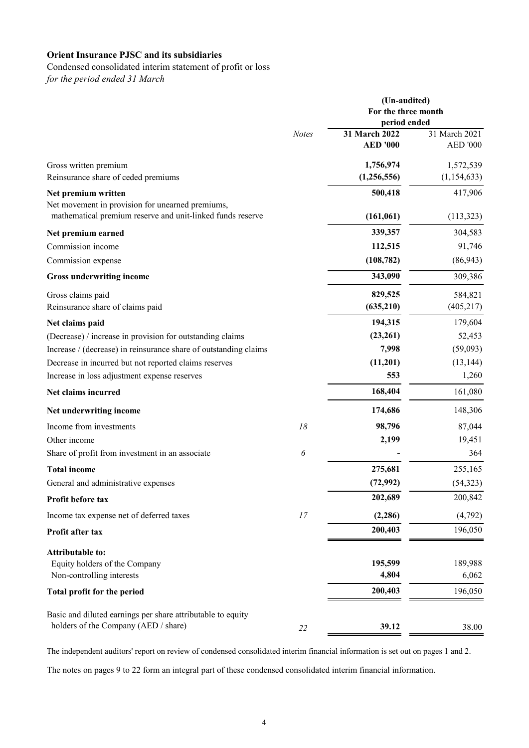**Orient Insurance PJSC and its subsidiaries**

Condensed consolidated interim statement of profit or loss

*for the period ended 31 March*

| | *Notes* | **(Un-audited) For the three month period ended 31 March 2022 AED '000** | 31 March 2021 AED '000 |
|---|---|---|---|
| Gross written premium | | **1,756,974** | 1,572,539 |
| Reinsurance share of ceded premiums | | **(1,256,556)** | (1,154,633) |
| **Net premium written** | | **500,418** | 417,906 |
| Net movement in provision for unearned premiums, mathematical premium reserve and unit-linked funds reserve | | **(161,061)** | (113,323) |
| **Net premium earned** | | **339,357** | 304,583 |
| Commission income | | **112,515** | 91,746 |
| Commission expense | | **(108,782)** | (86,943) |
| **Gross underwriting income** | | **343,090** | 309,386 |
| Gross claims paid | | **829,525** | 584,821 |
| Reinsurance share of claims paid | | **(635,210)** | (405,217) |
| **Net claims paid** | | **194,315** | 179,604 |
| (Decrease) / increase in provision for outstanding claims | | **(23,261)** | 52,453 |
| Increase / (decrease) in reinsurance share of outstanding claims | | **7,998** | (59,093) |
| Decrease in incurred but not reported claims reserves | | **(11,201)** | (13,144) |
| Increase in loss adjustment expense reserves | | **553** | 1,260 |
| **Net claims incurred** | | **168,404** | 161,080 |
| **Net underwriting income** | | **174,686** | 148,306 |
| Income from investments | *18* | **98,796** | 87,044 |
| Other income | | **2,199** | 19,451 |
| Share of profit from investment in an associate | *6* | **-** | 364 |
| **Total income** | | **275,681** | 255,165 |
| General and administrative expenses | | **(72,992)** | (54,323) |
| **Profit before tax** | | **202,689** | 200,842 |
| Income tax expense net of deferred taxes | *17* | **(2,286)** | (4,792) |
| **Profit after tax** | | **200,403** | 196,050 |
| **Attributable to:** | | | |
| Equity holders of the Company | | **195,599** | 189,988 |
| Non-controlling interests | | **4,804** | 6,062 |
| **Total profit for the period** | | **200,403** | 196,050 |
| Basic and diluted earnings per share attributable to equity holders of the Company (AED / share) | *22* | **39.12** | 38.00 |

The independent auditors' report on review of condensed consolidated interim financial information is set out on pages 1 and 2.

The notes on pages 9 to 22 form an integral part of these condensed consolidated interim financial information.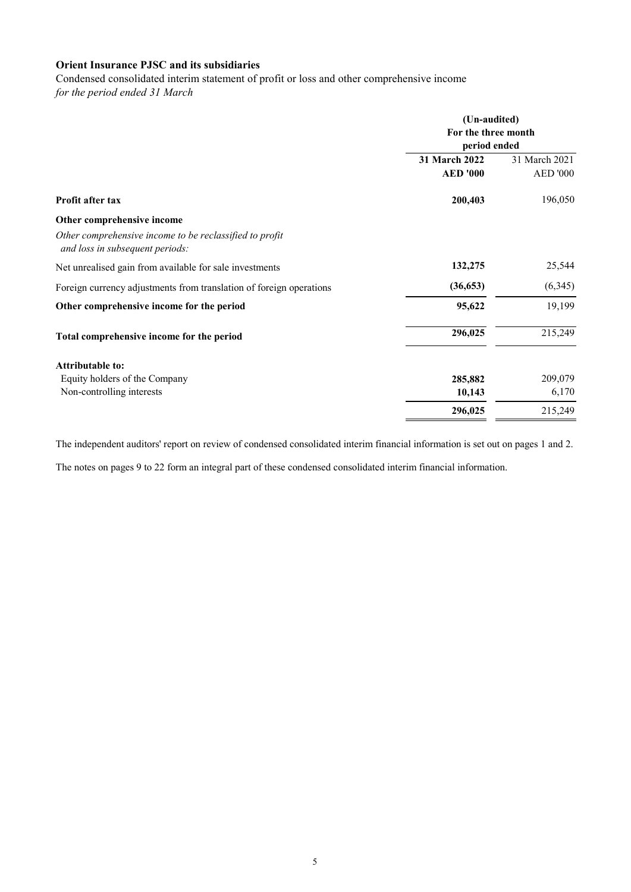**Orient Insurance PJSC and its subsidiaries**

Condensed consolidated interim statement of profit or loss and other comprehensive income
*for the period ended 31 March*

| | (Un-audited) For the three month period ended | |
|---|---|---|
| | **31 March 2022** | 31 March 2021 |
| | **AED '000** | AED '000 |
| **Profit after tax** | **200,403** | 196,050 |
| **Other comprehensive income** | | |
| *Other comprehensive income to be reclassified to profit and loss in subsequent periods:* | | |
| Net unrealised gain from available for sale investments | **132,275** | 25,544 |
| Foreign currency adjustments from translation of foreign operations | **(36,653)** | (6,345) |
| **Other comprehensive income for the period** | **95,622** | 19,199 |
| **Total comprehensive income for the period** | **296,025** | 215,249 |
| **Attributable to:** | | |
| Equity holders of the Company | **285,882** | 209,079 |
| Non-controlling interests | **10,143** | 6,170 |
| | **296,025** | 215,249 |

The independent auditors' report on review of condensed consolidated interim financial information is set out on pages 1 and 2.

The notes on pages 9 to 22 form an integral part of these condensed consolidated interim financial information.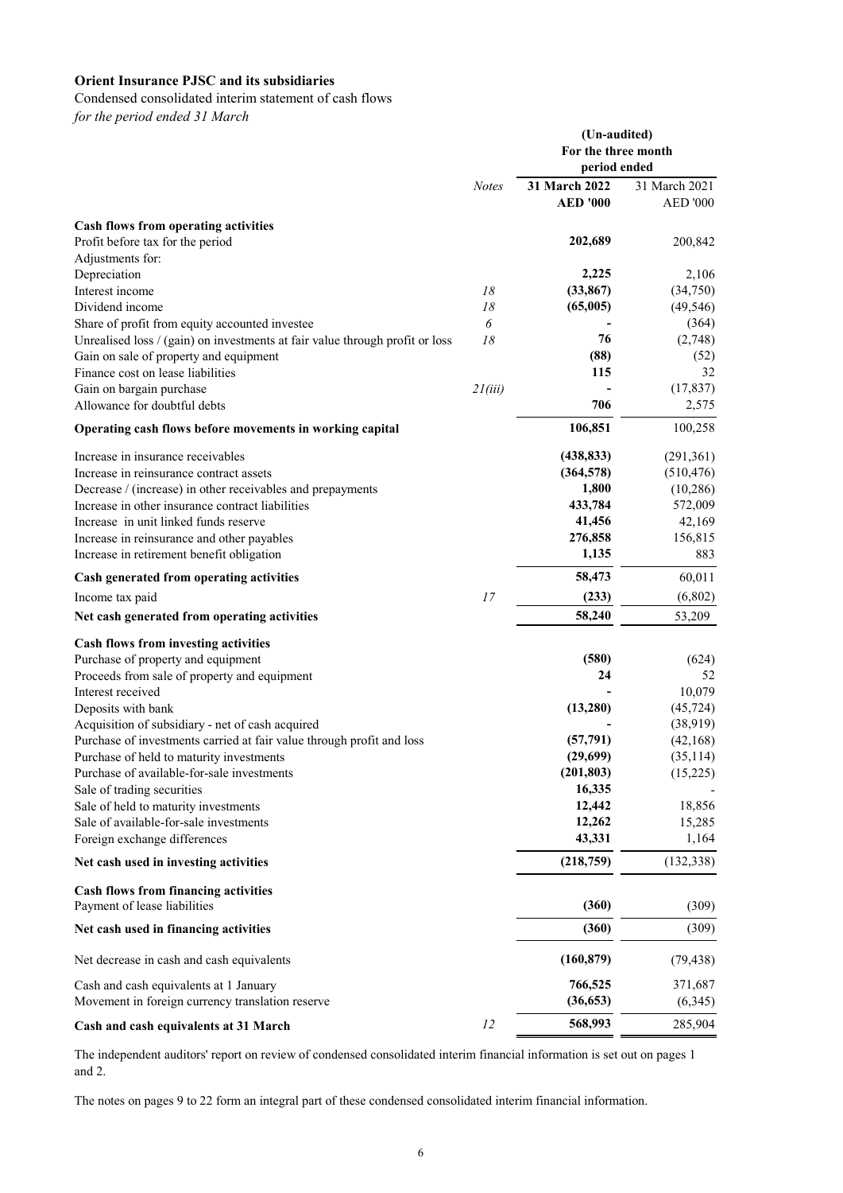**Orient Insurance PJSC and its subsidiaries**

Condensed consolidated interim statement of cash flows

*for the period ended 31 March*

| | *Notes* | **(Un-audited) For the three month period ended** | |
|---|---|---|---|
| | | **31 March 2022 AED '000** | 31 March 2021 AED '000 |
| **Cash flows from operating activities** | | | |
| Profit before tax for the period | | **202,689** | 200,842 |
| Adjustments for: | | | |
| Depreciation | | **2,225** | 2,106 |
| Interest income | *18* | **(33,867)** | (34,750) |
| Dividend income | *18* | **(65,005)** | (49,546) |
| Share of profit from equity accounted investee | *6* | **-** | (364) |
| Unrealised loss / (gain) on investments at fair value through profit or loss | *18* | **76** | (2,748) |
| Gain on sale of property and equipment | | **(88)** | (52) |
| Finance cost on lease liabilities | | **115** | 32 |
| Gain on bargain purchase | *21(iii)* | **-** | (17,837) |
| Allowance for doubtful debts | | **706** | 2,575 |
| **Operating cash flows before movements in working capital** | | **106,851** | 100,258 |
| Increase in insurance receivables | | **(438,833)** | (291,361) |
| Increase in reinsurance contract assets | | **(364,578)** | (510,476) |
| Decrease / (increase) in other receivables and prepayments | | **1,800** | (10,286) |
| Increase in other insurance contract liabilities | | **433,784** | 572,009 |
| Increase in unit linked funds reserve | | **41,456** | 42,169 |
| Increase in reinsurance and other payables | | **276,858** | 156,815 |
| Increase in retirement benefit obligation | | **1,135** | 883 |
| **Cash generated from operating activities** | | **58,473** | 60,011 |
| Income tax paid | *17* | **(233)** | (6,802) |
| **Net cash generated from operating activities** | | **58,240** | 53,209 |
| **Cash flows from investing activities** | | | |
| Purchase of property and equipment | | **(580)** | (624) |
| Proceeds from sale of property and equipment | | **24** | 52 |
| Interest received | | **-** | 10,079 |
| Deposits with bank | | **(13,280)** | (45,724) |
| Acquisition of subsidiary - net of cash acquired | | **-** | (38,919) |
| Purchase of investments carried at fair value through profit and loss | | **(57,791)** | (42,168) |
| Purchase of held to maturity investments | | **(29,699)** | (35,114) |
| Purchase of available-for-sale investments | | **(201,803)** | (15,225) |
| Sale of trading securities | | **16,335** | - |
| Sale of held to maturity investments | | **12,442** | 18,856 |
| Sale of available-for-sale investments | | **12,262** | 15,285 |
| Foreign exchange differences | | **43,331** | 1,164 |
| **Net cash used in investing activities** | | **(218,759)** | (132,338) |
| **Cash flows from financing activities** | | | |
| Payment of lease liabilities | | **(360)** | (309) |
| **Net cash used in financing activities** | | **(360)** | (309) |
| Net decrease in cash and cash equivalents | | **(160,879)** | (79,438) |
| Cash and cash equivalents at 1 January | | **766,525** | 371,687 |
| Movement in foreign currency translation reserve | | **(36,653)** | (6,345) |
| **Cash and cash equivalents at 31 March** | *12* | **568,993** | 285,904 |

The independent auditors' report on review of condensed consolidated interim financial information is set out on pages 1 and 2.

The notes on pages 9 to 22 form an integral part of these condensed consolidated interim financial information.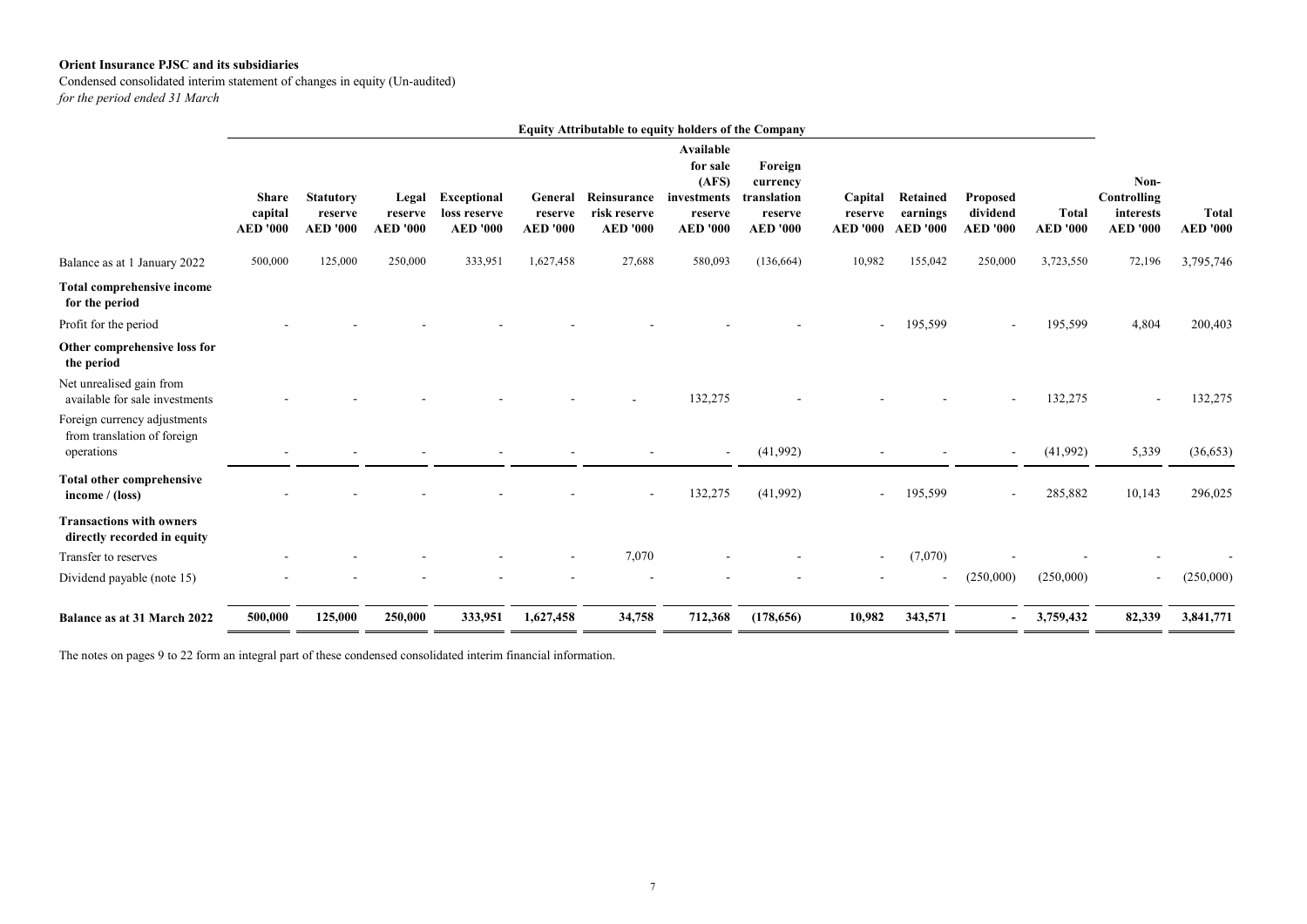**Orient Insurance PJSC and its subsidiaries**

Condensed consolidated interim statement of changes in equity (Un-audited)

*for the period ended 31 March*

| | Equity Attributable to equity holders of the Company | | | | | | | | | | | | | |
|---|---|---|---|---|---|---|---|---|---|---|---|---|---|---|
| | **Share capital AED '000** | **Statutory reserve AED '000** | **Legal reserve AED '000** | **Exceptional loss reserve AED '000** | **General reserve AED '000** | **Reinsurance risk reserve AED '000** | **Available for sale (AFS) investments reserve AED '000** | **Foreign currency translation reserve AED '000** | **Capital reserve AED '000** | **Retained earnings AED '000** | **Proposed dividend AED '000** | **Total AED '000** | **Non-Controlling interests AED '000** | **Total AED '000** |
| Balance as at 1 January 2022 | 500,000 | 125,000 | 250,000 | 333,951 | 1,627,458 | 27,688 | 580,093 | (136,664) | 10,982 | 155,042 | 250,000 | 3,723,550 | 72,196 | 3,795,746 |
| **Total comprehensive income for the period** | | | | | | | | | | | | | | |
| Profit for the period | - | - | - | - | - | - | - | - | - | 195,599 | - | 195,599 | 4,804 | 200,403 |
| **Other comprehensive loss for the period** | | | | | | | | | | | | | | |
| Net unrealised gain from available for sale investments | - | - | - | - | - | - | 132,275 | - | - | - | - | 132,275 | - | 132,275 |
| Foreign currency adjustments from translation of foreign operations | - | - | - | - | - | - | - | (41,992) | - | - | - | (41,992) | 5,339 | (36,653) |
| **Total other comprehensive income / (loss)** | - | - | - | - | - | - | 132,275 | (41,992) | - | 195,599 | - | 285,882 | 10,143 | 296,025 |
| **Transactions with owners directly recorded in equity** | | | | | | | | | | | | | | |
| Transfer to reserves | - | - | - | - | - | 7,070 | - | - | - | (7,070) | - | - | - | - |
| Dividend payable (note 15) | - | - | - | - | - | - | - | - | - | - | (250,000) | (250,000) | - | (250,000) |
| **Balance as at 31 March 2022** | **500,000** | **125,000** | **250,000** | **333,951** | **1,627,458** | **34,758** | **712,368** | **(178,656)** | **10,982** | **343,571** | **-** | **3,759,432** | **82,339** | **3,841,771** |

The notes on pages 9 to 22 form an integral part of these condensed consolidated interim financial information.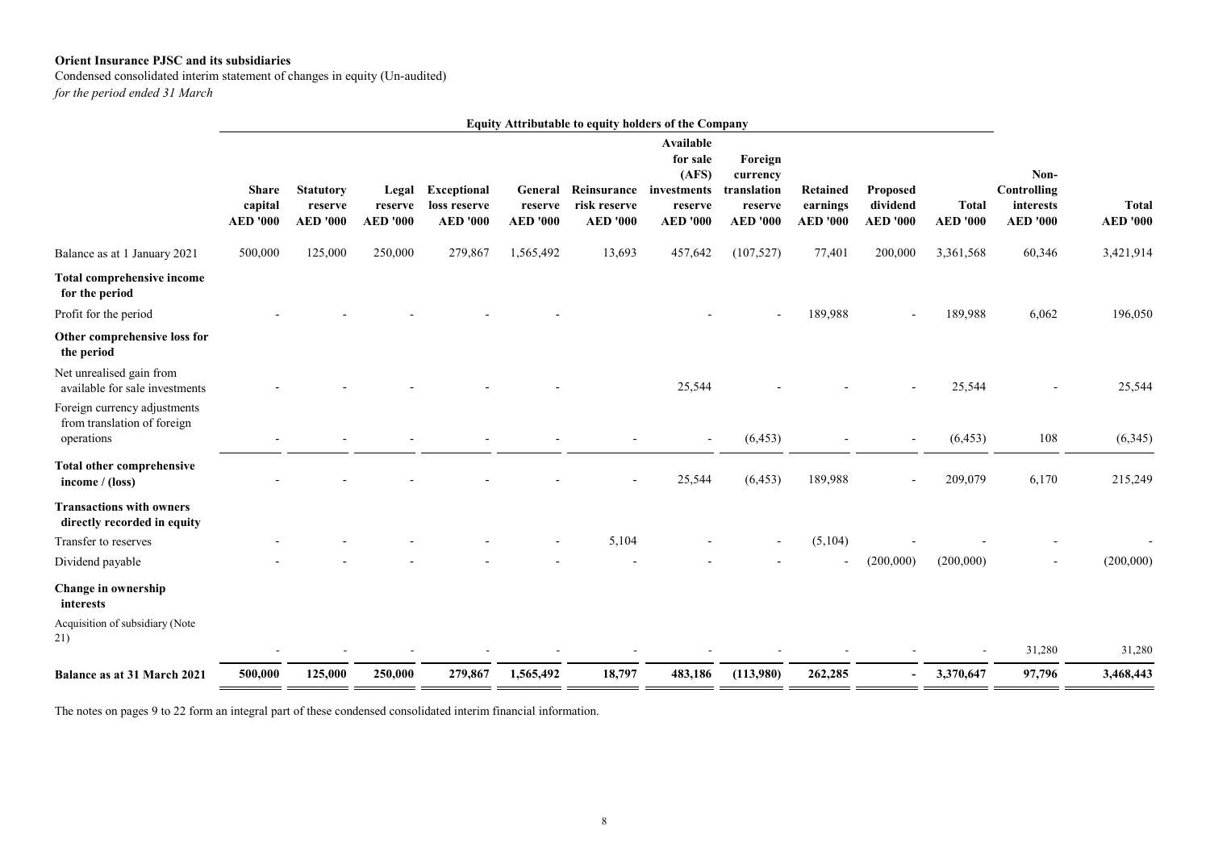**Orient Insurance PJSC and its subsidiaries**

Condensed consolidated interim statement of changes in equity (Un-audited)

*for the period ended 31 March*

| | Equity Attributable to equity holders of the Company | | | | | | | | | | | | |
|---|---|---|---|---|---|---|---|---|---|---|---|---|---|
| | **Share capital AED '000** | **Statutory reserve AED '000** | **Legal reserve AED '000** | **Exceptional loss reserve AED '000** | **General reserve AED '000** | **Reinsurance risk reserve AED '000** | **Available for sale (AFS) investments reserve AED '000** | **Foreign currency translation reserve AED '000** | **Retained earnings AED '000** | **Proposed dividend AED '000** | **Total AED '000** | **Non-Controlling interests AED '000** | **Total AED '000** |
| Balance as at 1 January 2021 | 500,000 | 125,000 | 250,000 | 279,867 | 1,565,492 | 13,693 | 457,642 | (107,527) | 77,401 | 200,000 | 3,361,568 | 60,346 | 3,421,914 |
| **Total comprehensive income for the period** | | | | | | | | | | | | | |
| Profit for the period | - | - | - | - | - | | - | - | 189,988 | - | 189,988 | 6,062 | 196,050 |
| **Other comprehensive loss for the period** | | | | | | | | | | | | | |
| Net unrealised gain from available for sale investments | - | - | - | - | - | | 25,544 | - | - | - | 25,544 | - | 25,544 |
| Foreign currency adjustments from translation of foreign operations | - | - | - | - | - | - | - | (6,453) | - | - | (6,453) | 108 | (6,345) |
| **Total other comprehensive income / (loss)** | - | - | - | - | - | - | 25,544 | (6,453) | 189,988 | - | 209,079 | 6,170 | 215,249 |
| **Transactions with owners directly recorded in equity** | | | | | | | | | | | | | |
| Transfer to reserves | - | - | - | - | - | 5,104 | - | - | (5,104) | - | - | - | - |
| Dividend payable | - | - | - | - | - | - | - | - | - | (200,000) | (200,000) | - | (200,000) |
| **Change in ownership interests** | | | | | | | | | | | | | |
| Acquisition of subsidiary (Note 21) | - | - | - | - | - | - | - | - | - | - | - | 31,280 | 31,280 |
| **Balance as at 31 March 2021** | **500,000** | **125,000** | **250,000** | **279,867** | **1,565,492** | **18,797** | **483,186** | **(113,980)** | **262,285** | **-** | **3,370,647** | **97,796** | **3,468,443** |

The notes on pages 9 to 22 form an integral part of these condensed consolidated interim financial information.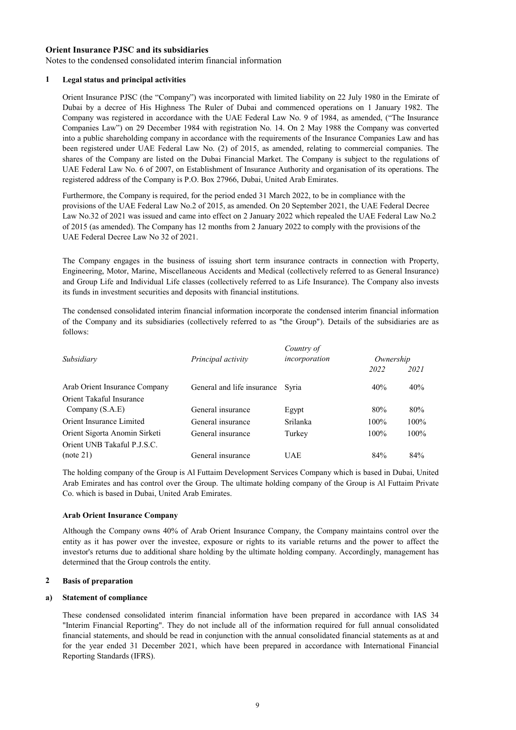**Orient Insurance PJSC and its subsidiaries**

Notes to the condensed consolidated interim financial information

## 1 Legal status and principal activities

Orient Insurance PJSC (the "Company") was incorporated with limited liability on 22 July 1980 in the Emirate of Dubai by a decree of His Highness The Ruler of Dubai and commenced operations on 1 January 1982. The Company was registered in accordance with the UAE Federal Law No. 9 of 1984, as amended, ("The Insurance Companies Law") on 29 December 1984 with registration No. 14. On 2 May 1988 the Company was converted into a public shareholding company in accordance with the requirements of the Insurance Companies Law and has been registered under UAE Federal Law No. (2) of 2015, as amended, relating to commercial companies. The shares of the Company are listed on the Dubai Financial Market. The Company is subject to the regulations of UAE Federal Law No. 6 of 2007, on Establishment of Insurance Authority and organisation of its operations. The registered address of the Company is P.O. Box 27966, Dubai, United Arab Emirates.

Furthermore, the Company is required, for the period ended 31 March 2022, to be in compliance with the provisions of the UAE Federal Law No.2 of 2015, as amended. On 20 September 2021, the UAE Federal Decree Law No.32 of 2021 was issued and came into effect on 2 January 2022 which repealed the UAE Federal Law No.2 of 2015 (as amended). The Company has 12 months from 2 January 2022 to comply with the provisions of the UAE Federal Decree Law No 32 of 2021.

The Company engages in the business of issuing short term insurance contracts in connection with Property, Engineering, Motor, Marine, Miscellaneous Accidents and Medical (collectively referred to as General Insurance) and Group Life and Individual Life classes (collectively referred to as Life Insurance). The Company also invests its funds in investment securities and deposits with financial institutions.

The condensed consolidated interim financial information incorporate the condensed interim financial information of the Company and its subsidiaries (collectively referred to as "the Group"). Details of the subsidiaries are as follows:

| *Subsidiary* | *Principal activity* | *Country of incorporation* | *Ownership* | |
|---|---|---|---|---|
| | | | *2022* | *2021* |
| Arab Orient Insurance Company | General and life insurance | Syria | 40% | 40% |
| Orient Takaful Insurance Company (S.A.E) | General insurance | Egypt | 80% | 80% |
| Orient Insurance Limited | General insurance | Srilanka | 100% | 100% |
| Orient Sigorta Anomin Sirketi | General insurance | Turkey | 100% | 100% |
| Orient UNB Takaful P.J.S.C. (note 21) | General insurance | UAE | 84% | 84% |

The holding company of the Group is Al Futtaim Development Services Company which is based in Dubai, United Arab Emirates and has control over the Group. The ultimate holding company of the Group is Al Futtaim Private Co. which is based in Dubai, United Arab Emirates.

**Arab Orient Insurance Company**

Although the Company owns 40% of Arab Orient Insurance Company, the Company maintains control over the entity as it has power over the investee, exposure or rights to its variable returns and the power to affect the investor's returns due to additional share holding by the ultimate holding company. Accordingly, management has determined that the Group controls the entity.

## 2 Basis of preparation

### a) Statement of compliance

These condensed consolidated interim financial information have been prepared in accordance with IAS 34 "Interim Financial Reporting". They do not include all of the information required for full annual consolidated financial statements, and should be read in conjunction with the annual consolidated financial statements as at and for the year ended 31 December 2021, which have been prepared in accordance with International Financial Reporting Standards (IFRS).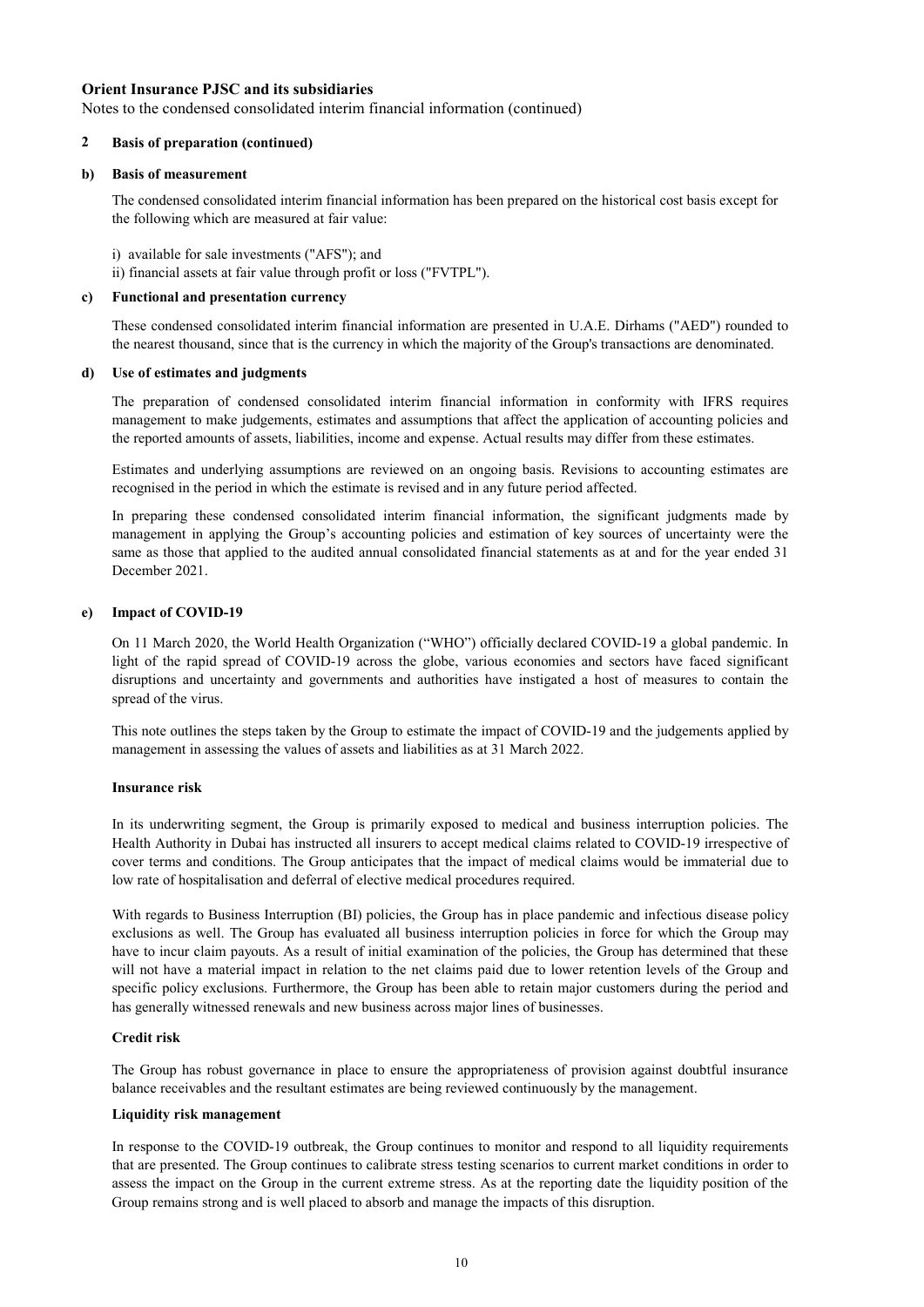**Orient Insurance PJSC and its subsidiaries**

Notes to the condensed consolidated interim financial information (continued)

## 2 Basis of preparation (continued)

### b) Basis of measurement

The condensed consolidated interim financial information has been prepared on the historical cost basis except for the following which are measured at fair value:

i) available for sale investments ("AFS"); and
ii) financial assets at fair value through profit or loss ("FVTPL").

### c) Functional and presentation currency

These condensed consolidated interim financial information are presented in U.A.E. Dirhams ("AED") rounded to the nearest thousand, since that is the currency in which the majority of the Group's transactions are denominated.

### d) Use of estimates and judgments

The preparation of condensed consolidated interim financial information in conformity with IFRS requires management to make judgements, estimates and assumptions that affect the application of accounting policies and the reported amounts of assets, liabilities, income and expense. Actual results may differ from these estimates.

Estimates and underlying assumptions are reviewed on an ongoing basis. Revisions to accounting estimates are recognised in the period in which the estimate is revised and in any future period affected.

In preparing these condensed consolidated interim financial information, the significant judgments made by management in applying the Group's accounting policies and estimation of key sources of uncertainty were the same as those that applied to the audited annual consolidated financial statements as at and for the year ended 31 December 2021.

### e) Impact of COVID-19

On 11 March 2020, the World Health Organization ("WHO") officially declared COVID-19 a global pandemic. In light of the rapid spread of COVID-19 across the globe, various economies and sectors have faced significant disruptions and uncertainty and governments and authorities have instigated a host of measures to contain the spread of the virus.

This note outlines the steps taken by the Group to estimate the impact of COVID-19 and the judgements applied by management in assessing the values of assets and liabilities as at 31 March 2022.

**Insurance risk**

In its underwriting segment, the Group is primarily exposed to medical and business interruption policies. The Health Authority in Dubai has instructed all insurers to accept medical claims related to COVID-19 irrespective of cover terms and conditions. The Group anticipates that the impact of medical claims would be immaterial due to low rate of hospitalisation and deferral of elective medical procedures required.

With regards to Business Interruption (BI) policies, the Group has in place pandemic and infectious disease policy exclusions as well. The Group has evaluated all business interruption policies in force for which the Group may have to incur claim payouts. As a result of initial examination of the policies, the Group has determined that these will not have a material impact in relation to the net claims paid due to lower retention levels of the Group and specific policy exclusions. Furthermore, the Group has been able to retain major customers during the period and has generally witnessed renewals and new business across major lines of businesses.

**Credit risk**

The Group has robust governance in place to ensure the appropriateness of provision against doubtful insurance balance receivables and the resultant estimates are being reviewed continuously by the management.

**Liquidity risk management**

In response to the COVID-19 outbreak, the Group continues to monitor and respond to all liquidity requirements that are presented. The Group continues to calibrate stress testing scenarios to current market conditions in order to assess the impact on the Group in the current extreme stress. As at the reporting date the liquidity position of the Group remains strong and is well placed to absorb and manage the impacts of this disruption.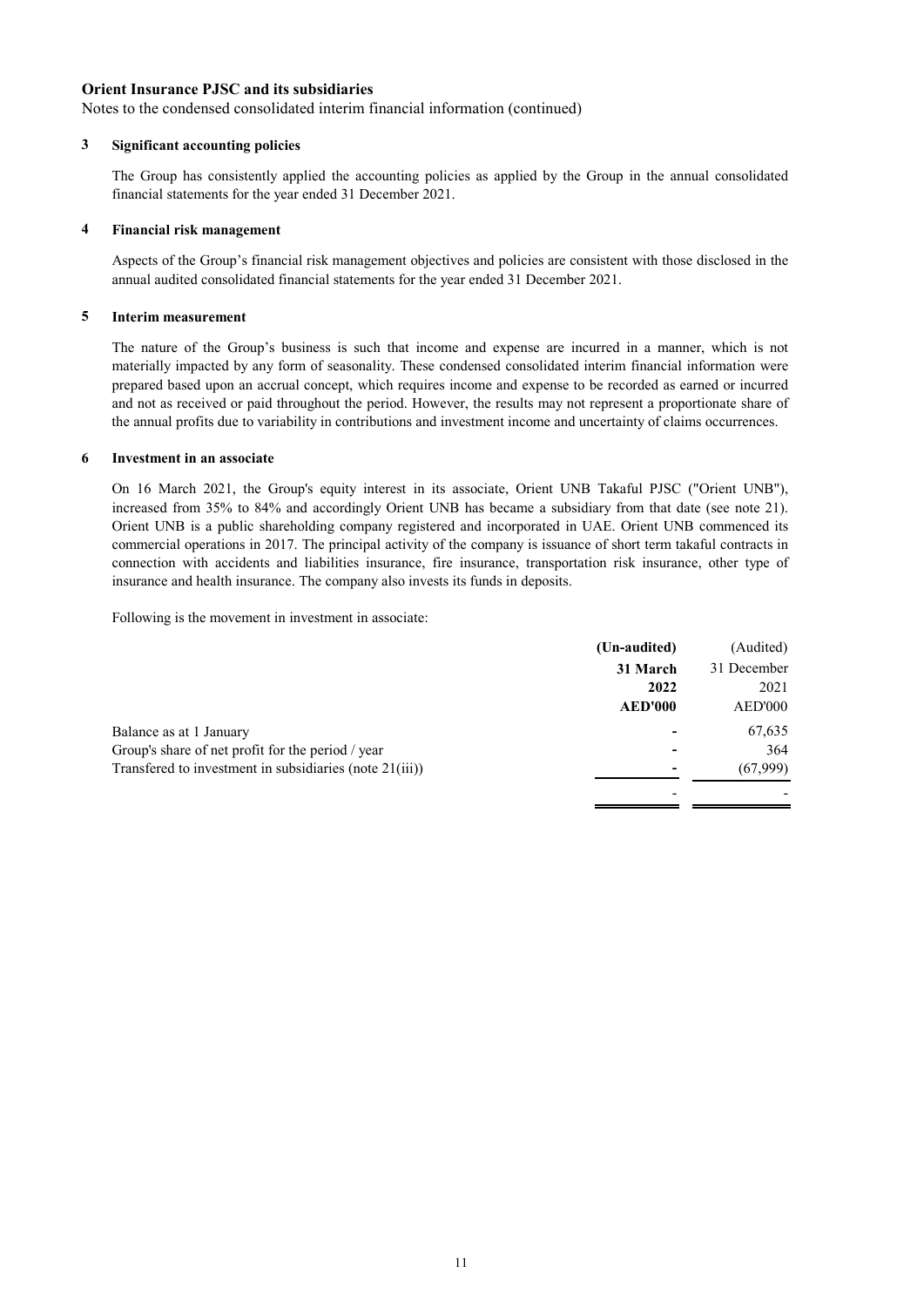**Orient Insurance PJSC and its subsidiaries**

Notes to the condensed consolidated interim financial information (continued)

## 3 Significant accounting policies

The Group has consistently applied the accounting policies as applied by the Group in the annual consolidated financial statements for the year ended 31 December 2021.

## 4 Financial risk management

Aspects of the Group's financial risk management objectives and policies are consistent with those disclosed in the annual audited consolidated financial statements for the year ended 31 December 2021.

## 5 Interim measurement

The nature of the Group's business is such that income and expense are incurred in a manner, which is not materially impacted by any form of seasonality. These condensed consolidated interim financial information were prepared based upon an accrual concept, which requires income and expense to be recorded as earned or incurred and not as received or paid throughout the period. However, the results may not represent a proportionate share of the annual profits due to variability in contributions and investment income and uncertainty of claims occurrences.

## 6 Investment in an associate

On 16 March 2021, the Group's equity interest in its associate, Orient UNB Takaful PJSC ("Orient UNB"), increased from 35% to 84% and accordingly Orient UNB has became a subsidiary from that date (see note 21). Orient UNB is a public shareholding company registered and incorporated in UAE. Orient UNB commenced its commercial operations in 2017. The principal activity of the company is issuance of short term takaful contracts in connection with accidents and liabilities insurance, fire insurance, transportation risk insurance, other type of insurance and health insurance. The company also invests its funds in deposits.

Following is the movement in investment in associate:

| | **(Un-audited) 31 March 2022 AED'000** | (Audited) 31 December 2021 AED'000 |
|---|---|---|
| Balance as at 1 January | - | 67,635 |
| Group's share of net profit for the period / year | - | 364 |
| Transfered to investment in subsidiaries (note 21(iii)) | - | (67,999) |
| | - | - |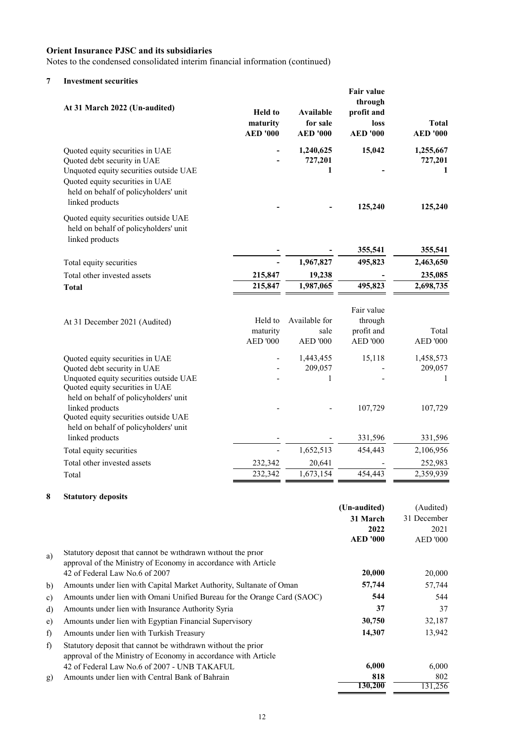**Orient Insurance PJSC and its subsidiaries**

Notes to the condensed consolidated interim financial information (continued)

## 7 Investment securities

| **At 31 March 2022 (Un-audited)** | **Held to maturity AED '000** | **Available for sale AED '000** | **Fair value through profit and loss AED '000** | **Total AED '000** |
|---|---|---|---|---|
| Quoted equity securities in UAE | **-** | **1,240,625** | **15,042** | **1,255,667** |
| Quoted debt security in UAE | **-** | **727,201** | | **727,201** |
| Unquoted equity securities outside UAE | | **1** | **-** | **1** |
| Quoted equity securities in UAE held on behalf of policyholders' unit linked products | **-** | **-** | **125,240** | **125,240** |
| Quoted equity securities outside UAE held on behalf of policyholders' unit linked products | **-** | **-** | **355,541** | **355,541** |
| Total equity securities | **-** | **1,967,827** | **495,823** | **2,463,650** |
| Total other invested assets | **215,847** | **19,238** | **-** | **235,085** |
| **Total** | **215,847** | **1,987,065** | **495,823** | **2,698,735** |

| At 31 December 2021 (Audited) | Held to maturity AED '000 | Available for sale AED '000 | Fair value through profit and loss AED '000 | Total AED '000 |
|---|---|---|---|---|
| Quoted equity securities in UAE | - | 1,443,455 | 15,118 | 1,458,573 |
| Quoted debt security in UAE | - | 209,057 | - | 209,057 |
| Unquoted equity securities outside UAE | - | 1 | - | 1 |
| Quoted equity securities in UAE held on behalf of policyholders' unit linked products | - | - | 107,729 | 107,729 |
| Quoted equity securities outside UAE held on behalf of policyholders' unit linked products | - | - | 331,596 | 331,596 |
| Total equity securities | - | 1,652,513 | 454,443 | 2,106,956 |
| Total other invested assets | 232,342 | 20,641 | - | 252,983 |
| Total | 232,342 | 1,673,154 | 454,443 | 2,359,939 |

## 8 Statutory deposits

| | | **(Un-audited) 31 March 2022 AED '000** | (Audited) 31 December 2021 AED '000 |
|---|---|---|---|
| a) | Statutory deposit that cannot be withdrawn without the prior approval of the Ministry of Economy in accordance with Article 42 of Federal Law No.6 of 2007 | **20,000** | 20,000 |
| b) | Amounts under lien with Capital Market Authority, Sultanate of Oman | **57,744** | 57,744 |
| c) | Amounts under lien with Omani Unified Bureau for the Orange Card (SAOC) | **544** | 544 |
| d) | Amounts under lien with Insurance Authority Syria | **37** | 37 |
| e) | Amounts under lien with Egyptian Financial Supervisory | **30,750** | 32,187 |
| f) | Amounts under lien with Turkish Treasury | **14,307** | 13,942 |
| f) | Statutory deposit that cannot be withdrawn without the prior approval of the Ministry of Economy in accordance with Article 42 of Federal Law No.6 of 2007 - UNB TAKAFUL | **6,000** | 6,000 |
| g) | Amounts under lien with Central Bank of Bahrain | **818** | 802 |
| | | **130,200** | 131,256 |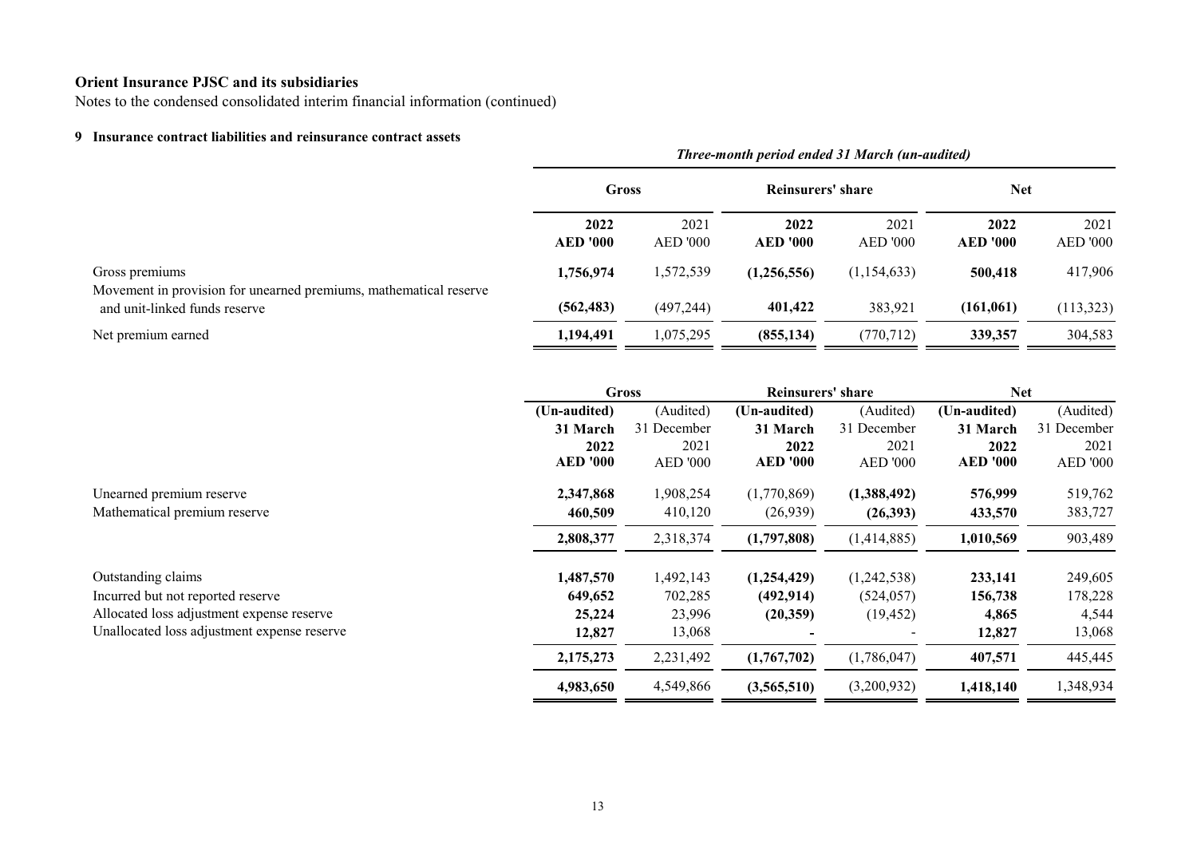**Orient Insurance PJSC and its subsidiaries**

Notes to the condensed consolidated interim financial information (continued)

### 9 Insurance contract liabilities and reinsurance contract assets

| | *Three-month period ended 31 March (un-audited)* | | | | | |
|---|---|---|---|---|---|---|
| | **Gross** | | **Reinsurers' share** | | **Net** | |
| | **2022** | 2021 | **2022** | 2021 | **2022** | 2021 |
| | **AED '000** | AED '000 | **AED '000** | AED '000 | **AED '000** | AED '000 |
| Gross premiums | **1,756,974** | 1,572,539 | **(1,256,556)** | (1,154,633) | **500,418** | 417,906 |
| Movement in provision for unearned premiums, mathematical reserve and unit-linked funds reserve | **(562,483)** | (497,244) | **401,422** | 383,921 | **(161,061)** | (113,323) |
| Net premium earned | **1,194,491** | 1,075,295 | **(855,134)** | (770,712) | **339,357** | 304,583 |

| | **Gross** | | **Reinsurers' share** | | **Net** | |
|---|---|---|---|---|---|---|
| | **(Un-audited)** | (Audited) | **(Un-audited)** | (Audited) | **(Un-audited)** | (Audited) |
| | **31 March 2022** | 31 December 2021 | **31 March 2022** | 31 December 2021 | **31 March 2022** | 31 December 2021 |
| | **AED '000** | AED '000 | **AED '000** | AED '000 | **AED '000** | AED '000 |
| Unearned premium reserve | **2,347,868** | 1,908,254 | (1,770,869) | **(1,388,492)** | **576,999** | 519,762 |
| Mathematical premium reserve | **460,509** | 410,120 | (26,939) | **(26,393)** | **433,570** | 383,727 |
| | **2,808,377** | 2,318,374 | **(1,797,808)** | (1,414,885) | **1,010,569** | 903,489 |
| Outstanding claims | **1,487,570** | 1,492,143 | **(1,254,429)** | (1,242,538) | **233,141** | 249,605 |
| Incurred but not reported reserve | **649,652** | 702,285 | **(492,914)** | (524,057) | **156,738** | 178,228 |
| Allocated loss adjustment expense reserve | **25,224** | 23,996 | **(20,359)** | (19,452) | **4,865** | 4,544 |
| Unallocated loss adjustment expense reserve | **12,827** | 13,068 | **-** | - | **12,827** | 13,068 |
| | **2,175,273** | 2,231,492 | **(1,767,702)** | (1,786,047) | **407,571** | 445,445 |
| | **4,983,650** | 4,549,866 | **(3,565,510)** | (3,200,932) | **1,418,140** | 1,348,934 |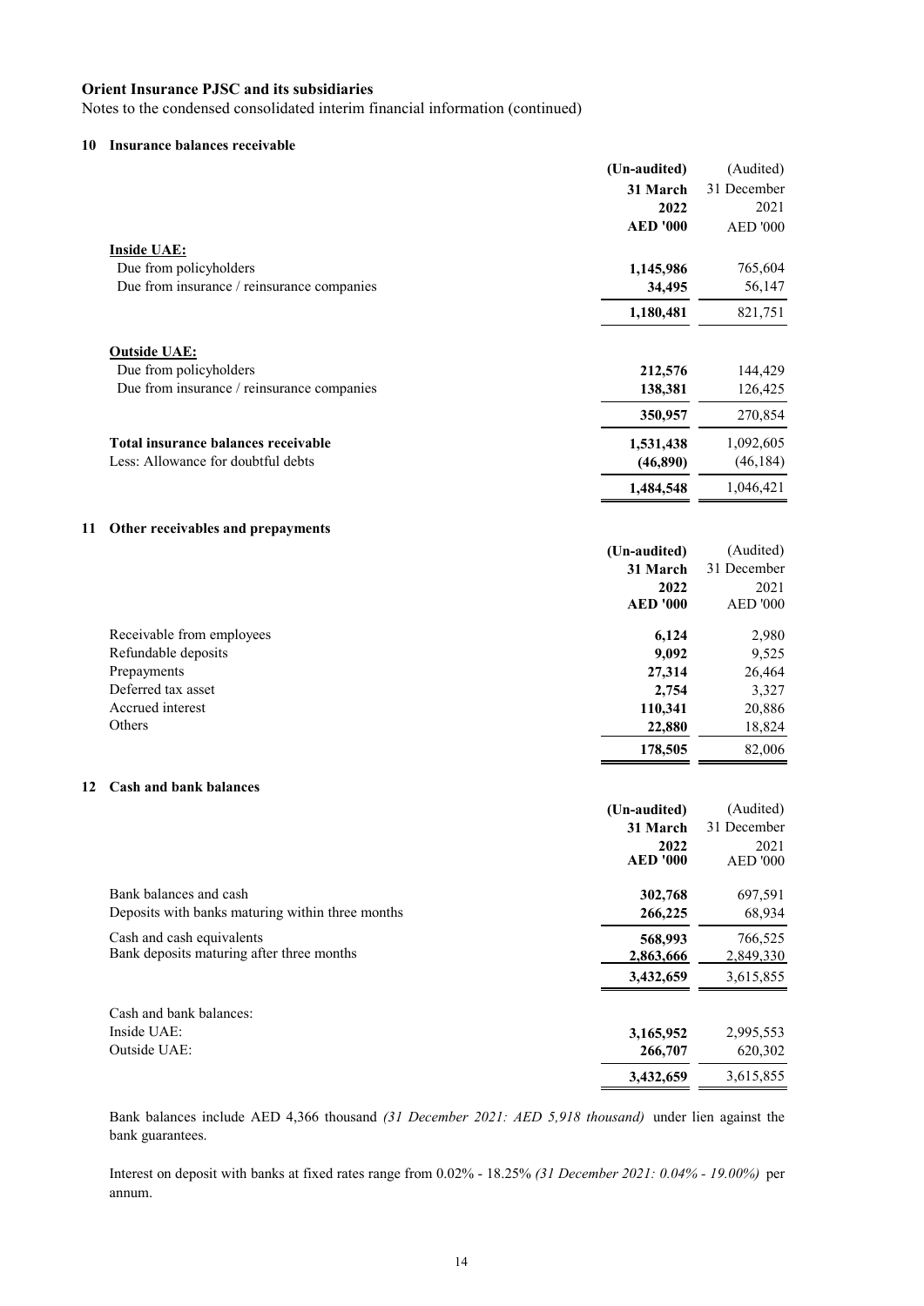**Orient Insurance PJSC and its subsidiaries**

Notes to the condensed consolidated interim financial information (continued)

## 10 Insurance balances receivable

| | (Un-audited) 31 March 2022 AED '000 | (Audited) 31 December 2021 AED '000 |
|---|---|---|
| **Inside UAE:** | | |
| Due from policyholders | **1,145,986** | 765,604 |
| Due from insurance / reinsurance companies | **34,495** | 56,147 |
| | **1,180,481** | 821,751 |
| **Outside UAE:** | | |
| Due from policyholders | **212,576** | 144,429 |
| Due from insurance / reinsurance companies | **138,381** | 126,425 |
| | **350,957** | 270,854 |
| **Total insurance balances receivable** | **1,531,438** | 1,092,605 |
| Less: Allowance for doubtful debts | **(46,890)** | (46,184) |
| | **1,484,548** | 1,046,421 |

## 11 Other receivables and prepayments

| | (Un-audited) 31 March 2022 AED '000 | (Audited) 31 December 2021 AED '000 |
|---|---|---|
| Receivable from employees | **6,124** | 2,980 |
| Refundable deposits | **9,092** | 9,525 |
| Prepayments | **27,314** | 26,464 |
| Deferred tax asset | **2,754** | 3,327 |
| Accrued interest | **110,341** | 20,886 |
| Others | **22,880** | 18,824 |
| | **178,505** | 82,006 |

## 12 Cash and bank balances

| | (Un-audited) 31 March 2022 AED '000 | (Audited) 31 December 2021 AED '000 |
|---|---|---|
| Bank balances and cash | **302,768** | 697,591 |
| Deposits with banks maturing within three months | **266,225** | 68,934 |
| Cash and cash equivalents | **568,993** | 766,525 |
| Bank deposits maturing after three months | **2,863,666** | 2,849,330 |
| | **3,432,659** | 3,615,855 |
| Cash and bank balances: | | |
| Inside UAE: | **3,165,952** | 2,995,553 |
| Outside UAE: | **266,707** | 620,302 |
| | **3,432,659** | 3,615,855 |

Bank balances include AED 4,366 thousand *(31 December 2021: AED 5,918 thousand)* under lien against the bank guarantees.

Interest on deposit with banks at fixed rates range from 0.02% - 18.25% *(31 December 2021: 0.04% - 19.00%)* per annum.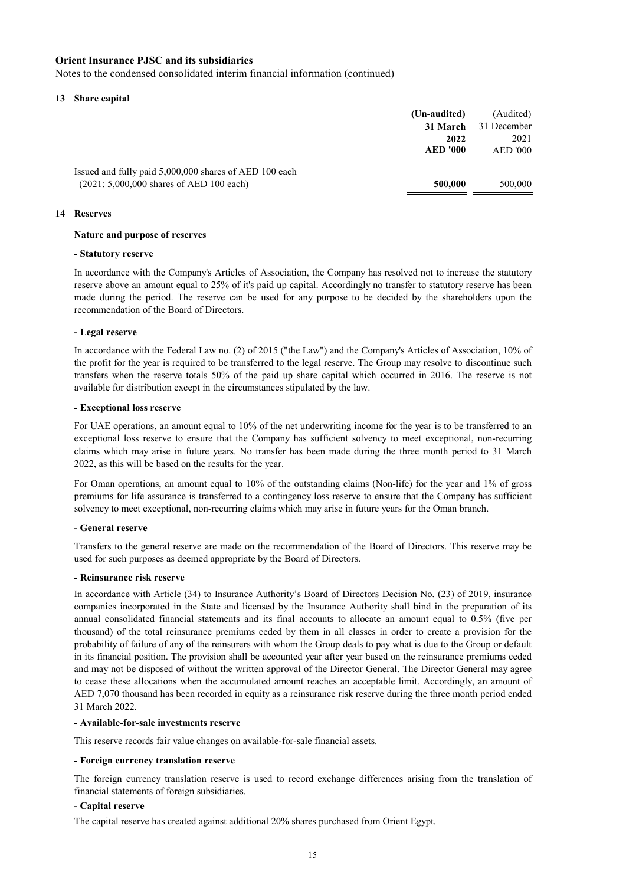**Orient Insurance PJSC and its subsidiaries**

Notes to the condensed consolidated interim financial information (continued)

## 13 Share capital

| | (Un-audited) 31 March 2022 AED '000 | (Audited) 31 December 2021 AED '000 |
|---|---|---|
| Issued and fully paid 5,000,000 shares of AED 100 each (2021: 5,000,000 shares of AED 100 each) | **500,000** | 500,000 |

## 14 Reserves

**Nature and purpose of reserves**

**- Statutory reserve**

In accordance with the Company's Articles of Association, the Company has resolved not to increase the statutory reserve above an amount equal to 25% of it's paid up capital. Accordingly no transfer to statutory reserve has been made during the period. The reserve can be used for any purpose to be decided by the shareholders upon the recommendation of the Board of Directors.

**- Legal reserve**

In accordance with the Federal Law no. (2) of 2015 ("the Law") and the Company's Articles of Association, 10% of the profit for the year is required to be transferred to the legal reserve. The Group may resolve to discontinue such transfers when the reserve totals 50% of the paid up share capital which occurred in 2016. The reserve is not available for distribution except in the circumstances stipulated by the law.

**- Exceptional loss reserve**

For UAE operations, an amount equal to 10% of the net underwriting income for the year is to be transferred to an exceptional loss reserve to ensure that the Company has sufficient solvency to meet exceptional, non-recurring claims which may arise in future years. No transfer has been made during the three month period to 31 March 2022, as this will be based on the results for the year.

For Oman operations, an amount equal to 10% of the outstanding claims (Non-life) for the year and 1% of gross premiums for life assurance is transferred to a contingency loss reserve to ensure that the Company has sufficient solvency to meet exceptional, non-recurring claims which may arise in future years for the Oman branch.

**- General reserve**

Transfers to the general reserve are made on the recommendation of the Board of Directors. This reserve may be used for such purposes as deemed appropriate by the Board of Directors.

**- Reinsurance risk reserve**

In accordance with Article (34) to Insurance Authority's Board of Directors Decision No. (23) of 2019, insurance companies incorporated in the State and licensed by the Insurance Authority shall bind in the preparation of its annual consolidated financial statements and its final accounts to allocate an amount equal to 0.5% (five per thousand) of the total reinsurance premiums ceded by them in all classes in order to create a provision for the probability of failure of any of the reinsurers with whom the Group deals to pay what is due to the Group or default in its financial position. The provision shall be accounted year after year based on the reinsurance premiums ceded and may not be disposed of without the written approval of the Director General. The Director General may agree to cease these allocations when the accumulated amount reaches an acceptable limit. Accordingly, an amount of AED 7,070 thousand has been recorded in equity as a reinsurance risk reserve during the three month period ended 31 March 2022.

**- Available-for-sale investments reserve**

This reserve records fair value changes on available-for-sale financial assets.

**- Foreign currency translation reserve**

The foreign currency translation reserve is used to record exchange differences arising from the translation of financial statements of foreign subsidiaries.

**- Capital reserve**

The capital reserve has created against additional 20% shares purchased from Orient Egypt.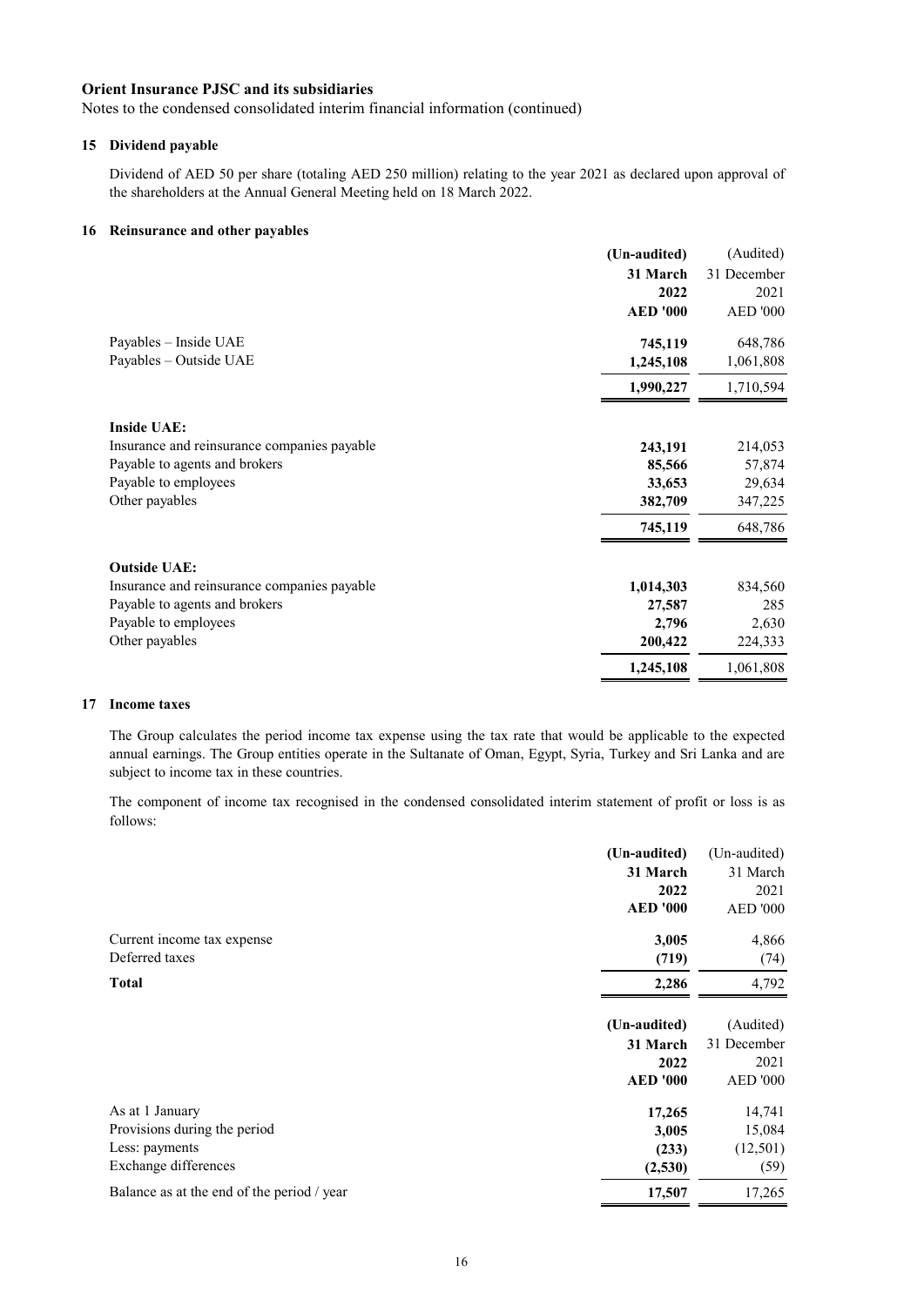**Orient Insurance PJSC and its subsidiaries**

Notes to the condensed consolidated interim financial information (continued)

## 15 Dividend payable

Dividend of AED 50 per share (totaling AED 250 million) relating to the year 2021 as declared upon approval of the shareholders at the Annual General Meeting held on 18 March 2022.

## 16 Reinsurance and other payables

| | **(Un-audited)** **31 March 2022** **AED '000** | (Audited) 31 December 2021 AED '000 |
|---|---|---|
| Payables – Inside UAE | **745,119** | 648,786 |
| Payables – Outside UAE | **1,245,108** | 1,061,808 |
| | **1,990,227** | 1,710,594 |
| **Inside UAE:** | | |
| Insurance and reinsurance companies payable | **243,191** | 214,053 |
| Payable to agents and brokers | **85,566** | 57,874 |
| Payable to employees | **33,653** | 29,634 |
| Other payables | **382,709** | 347,225 |
| | **745,119** | 648,786 |
| **Outside UAE:** | | |
| Insurance and reinsurance companies payable | **1,014,303** | 834,560 |
| Payable to agents and brokers | **27,587** | 285 |
| Payable to employees | **2,796** | 2,630 |
| Other payables | **200,422** | 224,333 |
| | **1,245,108** | 1,061,808 |

## 17 Income taxes

The Group calculates the period income tax expense using the tax rate that would be applicable to the expected annual earnings. The Group entities operate in the Sultanate of Oman, Egypt, Syria, Turkey and Sri Lanka and are subject to income tax in these countries.

The component of income tax recognised in the condensed consolidated interim statement of profit or loss is as follows:

| | **(Un-audited)** **31 March 2022** **AED '000** | (Un-audited) 31 March 2021 AED '000 |
|---|---|---|
| Current income tax expense | **3,005** | 4,866 |
| Deferred taxes | **(719)** | (74) |
| **Total** | **2,286** | 4,792 |

| | **(Un-audited)** **31 March 2022** **AED '000** | (Audited) 31 December 2021 AED '000 |
|---|---|---|
| As at 1 January | **17,265** | 14,741 |
| Provisions during the period | **3,005** | 15,084 |
| Less: payments | **(233)** | (12,501) |
| Exchange differences | **(2,530)** | (59) |
| Balance as at the end of the period / year | **17,507** | 17,265 |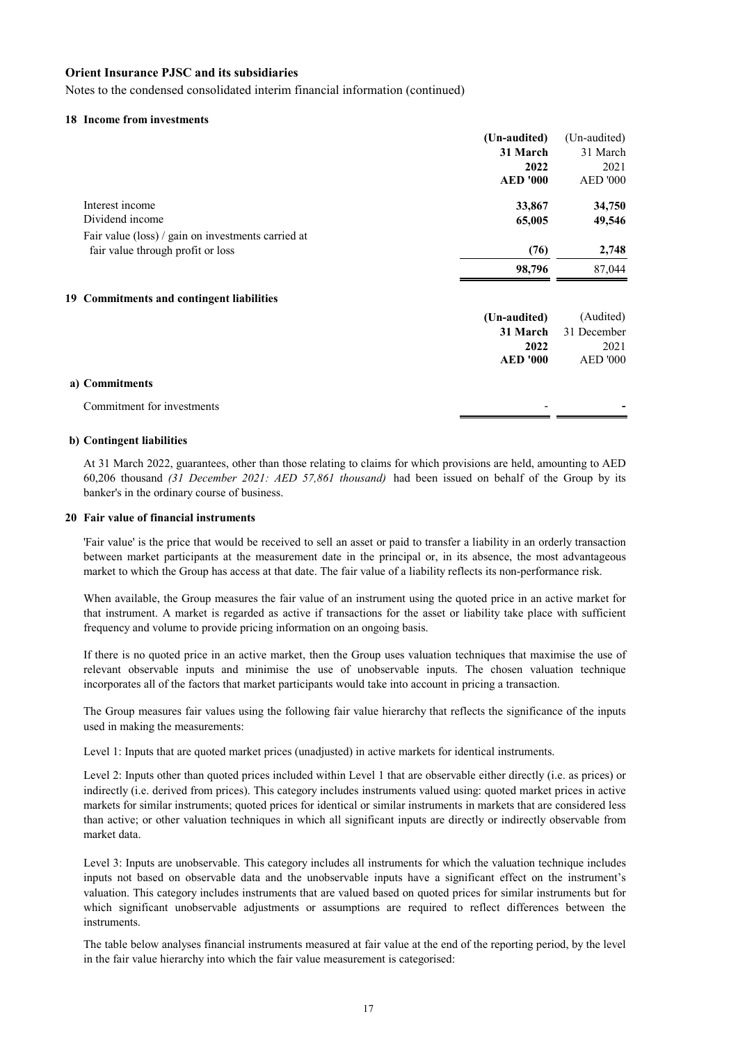**Orient Insurance PJSC and its subsidiaries**

Notes to the condensed consolidated interim financial information (continued)

## 18 Income from investments

| | **(Un-audited) 31 March 2022 AED '000** | (Un-audited) 31 March 2021 AED '000 |
|---|---|---|
| Interest income | **33,867** | **34,750** |
| Dividend income | **65,005** | **49,546** |
| Fair value (loss) / gain on investments carried at fair value through profit or loss | **(76)** | **2,748** |
| | **98,796** | 87,044 |

## 19 Commitments and contingent liabilities

| | **(Un-audited) 31 March 2022 AED '000** | (Audited) 31 December 2021 AED '000 |
|---|---|---|
| **a) Commitments** | | |
| Commitment for investments | - | **-** |

**b) Contingent liabilities**

At 31 March 2022, guarantees, other than those relating to claims for which provisions are held, amounting to AED 60,206 thousand *(31 December 2021: AED 57,861 thousand)* had been issued on behalf of the Group by its banker's in the ordinary course of business.

## 20 Fair value of financial instruments

'Fair value' is the price that would be received to sell an asset or paid to transfer a liability in an orderly transaction between market participants at the measurement date in the principal or, in its absence, the most advantageous market to which the Group has access at that date. The fair value of a liability reflects its non-performance risk.

When available, the Group measures the fair value of an instrument using the quoted price in an active market for that instrument. A market is regarded as active if transactions for the asset or liability take place with sufficient frequency and volume to provide pricing information on an ongoing basis.

If there is no quoted price in an active market, then the Group uses valuation techniques that maximise the use of relevant observable inputs and minimise the use of unobservable inputs. The chosen valuation technique incorporates all of the factors that market participants would take into account in pricing a transaction.

The Group measures fair values using the following fair value hierarchy that reflects the significance of the inputs used in making the measurements:

Level 1: Inputs that are quoted market prices (unadjusted) in active markets for identical instruments.

Level 2: Inputs other than quoted prices included within Level 1 that are observable either directly (i.e. as prices) or indirectly (i.e. derived from prices). This category includes instruments valued using: quoted market prices in active markets for similar instruments; quoted prices for identical or similar instruments in markets that are considered less than active; or other valuation techniques in which all significant inputs are directly or indirectly observable from market data.

Level 3: Inputs are unobservable. This category includes all instruments for which the valuation technique includes inputs not based on observable data and the unobservable inputs have a significant effect on the instrument's valuation. This category includes instruments that are valued based on quoted prices for similar instruments but for which significant unobservable adjustments or assumptions are required to reflect differences between the instruments.

The table below analyses financial instruments measured at fair value at the end of the reporting period, by the level in the fair value hierarchy into which the fair value measurement is categorised: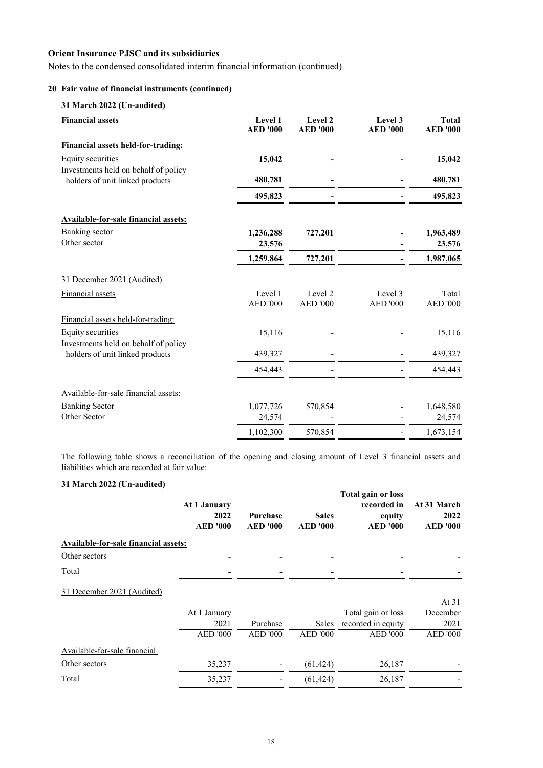**Orient Insurance PJSC and its subsidiaries**

Notes to the condensed consolidated interim financial information (continued)

### 20 Fair value of financial instruments (continued)

**31 March 2022 (Un-audited)**

| **Financial assets** | **Level 1 AED '000** | **Level 2 AED '000** | **Level 3 AED '000** | **Total AED '000** |
|---|---|---|---|---|
| **Financial assets held-for-trading:** | | | | |
| Equity securities | **15,042** | **-** | **-** | **15,042** |
| Investments held on behalf of policy holders of unit linked products | **480,781** | **-** | **-** | **480,781** |
| | **495,823** | **-** | **-** | **495,823** |
| **Available-for-sale financial assets:** | | | | |
| Banking sector | **1,236,288** | **727,201** | **-** | **1,963,489** |
| Other sector | **23,576** | | **-** | **23,576** |
| | **1,259,864** | **727,201** | **-** | **1,987,065** |

31 December 2021 (Audited)

| Financial assets | Level 1 AED '000 | Level 2 AED '000 | Level 3 AED '000 | Total AED '000 |
|---|---|---|---|---|
| Financial assets held-for-trading: | | | | |
| Equity securities | 15,116 | - | - | 15,116 |
| Investments held on behalf of policy holders of unit linked products | 439,327 | - | - | 439,327 |
| | 454,443 | - | - | 454,443 |
| Available-for-sale financial assets: | | | | |
| Banking Sector | 1,077,726 | 570,854 | - | 1,648,580 |
| Other Sector | 24,574 | - | - | 24,574 |
| | 1,102,300 | 570,854 | - | 1,673,154 |

The following table shows a reconciliation of the opening and closing amount of Level 3 financial assets and liabilities which are recorded at fair value:

**31 March 2022 (Un-audited)**

| | **At 1 January 2022 AED '000** | **Purchase AED '000** | **Sales AED '000** | **Total gain or loss recorded in equity AED '000** | **At 31 March 2022 AED '000** |
|---|---|---|---|---|---|
| **Available-for-sale financial assets:** | | | | | |
| Other sectors | **-** | **-** | **-** | **-** | **-** |
| Total | **-** | **-** | **-** | **-** | **-** |

31 December 2021 (Audited)

| | At 1 January 2021 AED '000 | Purchase AED '000 | Sales AED '000 | Total gain or loss recorded in equity AED '000 | At 31 December 2021 AED '000 |
|---|---|---|---|---|---|
| Available-for-sale financial | | | | | |
| Other sectors | 35,237 | - | (61,424) | 26,187 | - |
| Total | 35,237 | - | (61,424) | 26,187 | - |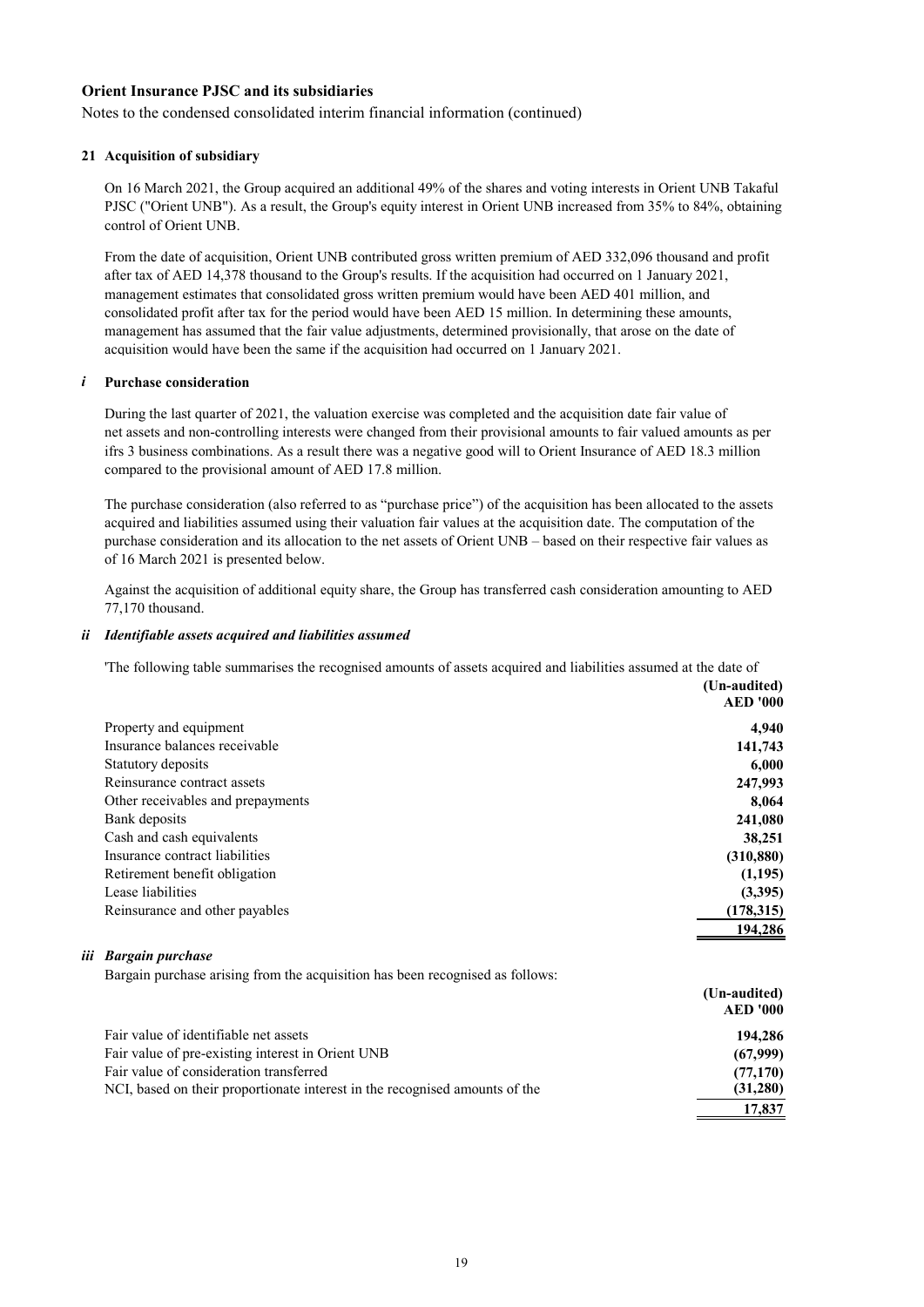**Orient Insurance PJSC and its subsidiaries**

Notes to the condensed consolidated interim financial information (continued)

### 21 Acquisition of subsidiary

On 16 March 2021, the Group acquired an additional 49% of the shares and voting interests in Orient UNB Takaful PJSC ("Orient UNB"). As a result, the Group's equity interest in Orient UNB increased from 35% to 84%, obtaining control of Orient UNB.

From the date of acquisition, Orient UNB contributed gross written premium of AED 332,096 thousand and profit after tax of AED 14,378 thousand to the Group's results. If the acquisition had occurred on 1 January 2021, management estimates that consolidated gross written premium would have been AED 401 million, and consolidated profit after tax for the period would have been AED 15 million. In determining these amounts, management has assumed that the fair value adjustments, determined provisionally, that arose on the date of acquisition would have been the same if the acquisition had occurred on 1 January 2021.

#### *i* Purchase consideration

During the last quarter of 2021, the valuation exercise was completed and the acquisition date fair value of net assets and non-controlling interests were changed from their provisional amounts to fair valued amounts as per ifrs 3 business combinations. As a result there was a negative good will to Orient Insurance of AED 18.3 million compared to the provisional amount of AED 17.8 million.

The purchase consideration (also referred to as "purchase price") of the acquisition has been allocated to the assets acquired and liabilities assumed using their valuation fair values at the acquisition date. The computation of the purchase consideration and its allocation to the net assets of Orient UNB – based on their respective fair values as of 16 March 2021 is presented below.

Against the acquisition of additional equity share, the Group has transferred cash consideration amounting to AED 77,170 thousand.

#### *ii Identifiable assets acquired and liabilities assumed*

'The following table summarises the recognised amounts of assets acquired and liabilities assumed at the date of

| | (Un-audited) AED '000 |
|---|---|
| Property and equipment | 4,940 |
| Insurance balances receivable | 141,743 |
| Statutory deposits | 6,000 |
| Reinsurance contract assets | 247,993 |
| Other receivables and prepayments | 8,064 |
| Bank deposits | 241,080 |
| Cash and cash equivalents | 38,251 |
| Insurance contract liabilities | (310,880) |
| Retirement benefit obligation | (1,195) |
| Lease liabilities | (3,395) |
| Reinsurance and other payables | (178,315) |
| | 194,286 |

#### *iii Bargain purchase*

Bargain purchase arising from the acquisition has been recognised as follows:

| | (Un-audited) AED '000 |
|---|---|
| Fair value of identifiable net assets | 194,286 |
| Fair value of pre-existing interest in Orient UNB | (67,999) |
| Fair value of consideration transferred | (77,170) |
| NCI, based on their proportionate interest in the recognised amounts of the | (31,280) |
| | 17,837 |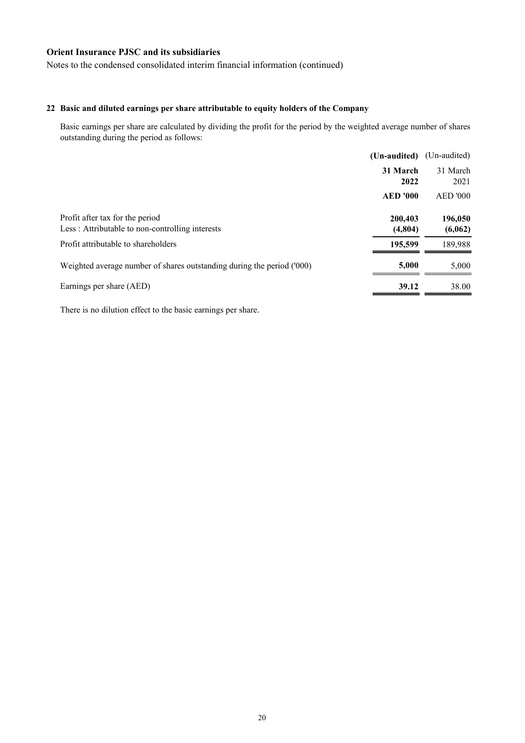**Orient Insurance PJSC and its subsidiaries**

Notes to the condensed consolidated interim financial information (continued)

## 22 Basic and diluted earnings per share attributable to equity holders of the Company

Basic earnings per share are calculated by dividing the profit for the period by the weighted average number of shares outstanding during the period as follows:

| | **(Un-audited)** | (Un-audited) |
|---|---|---|
| | **31 March 2022** | 31 March 2021 |
| | **AED '000** | AED '000 |
| Profit after tax for the period | **200,403** | **196,050** |
| Less : Attributable to non-controlling interests | **(4,804)** | **(6,062)** |
| Profit attributable to shareholders | **195,599** | 189,988 |
| Weighted average number of shares outstanding during the period ('000) | **5,000** | 5,000 |
| Earnings per share (AED) | **39.12** | 38.00 |

There is no dilution effect to the basic earnings per share.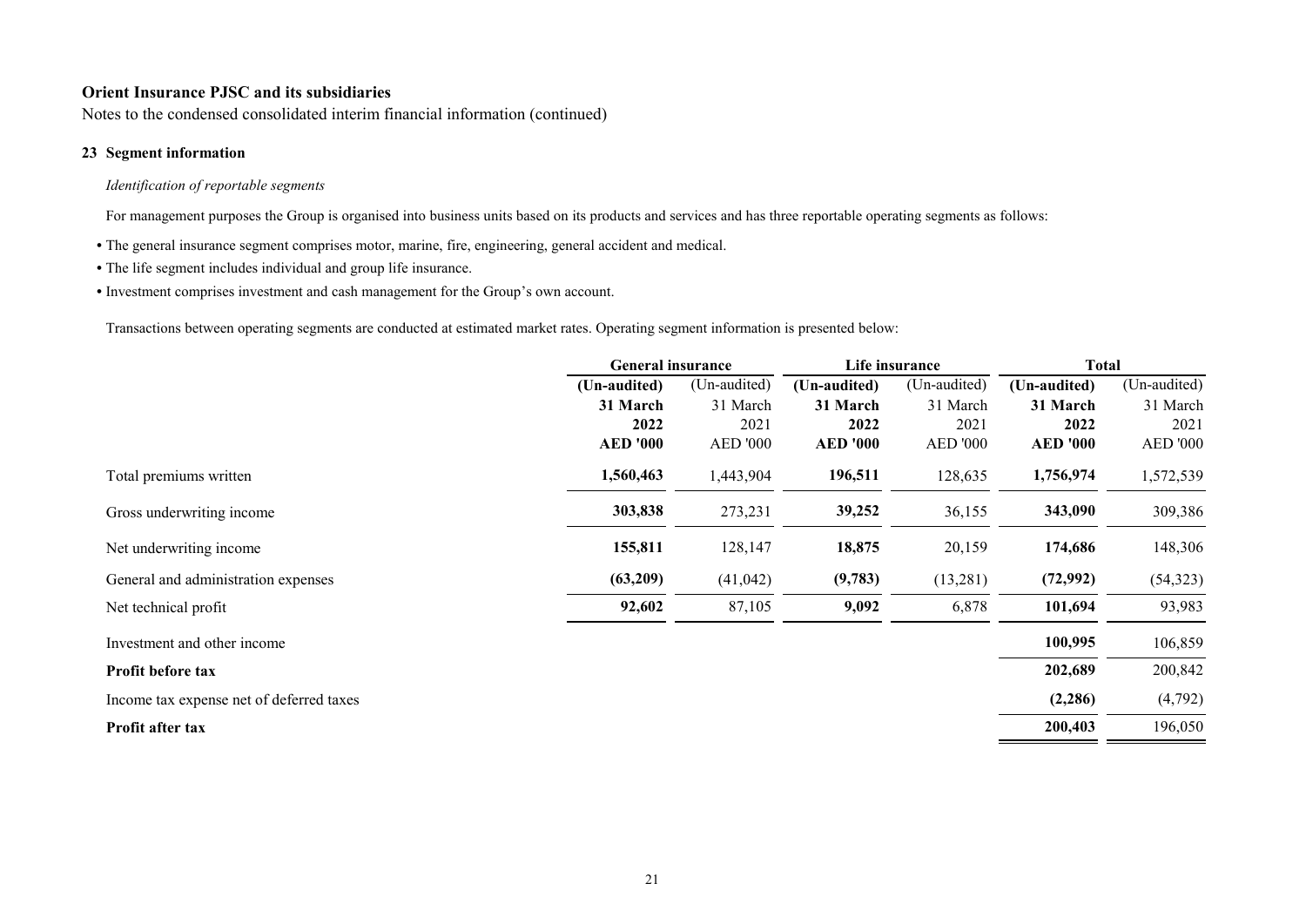**Orient Insurance PJSC and its subsidiaries**

Notes to the condensed consolidated interim financial information (continued)

## 23 Segment information

*Identification of reportable segments*

For management purposes the Group is organised into business units based on its products and services and has three reportable operating segments as follows:

- The general insurance segment comprises motor, marine, fire, engineering, general accident and medical.
- The life segment includes individual and group life insurance.
- Investment comprises investment and cash management for the Group's own account.

Transactions between operating segments are conducted at estimated market rates. Operating segment information is presented below:

| | **General insurance** | | **Life insurance** | | **Total** | |
|---|---|---|---|---|---|---|
| | **(Un-audited) 31 March 2022 AED '000** | (Un-audited) 31 March 2021 AED '000 | **(Un-audited) 31 March 2022 AED '000** | (Un-audited) 31 March 2021 AED '000 | **(Un-audited) 31 March 2022 AED '000** | (Un-audited) 31 March 2021 AED '000 |
| Total premiums written | **1,560,463** | 1,443,904 | **196,511** | 128,635 | **1,756,974** | 1,572,539 |
| Gross underwriting income | **303,838** | 273,231 | **39,252** | 36,155 | **343,090** | 309,386 |
| Net underwriting income | **155,811** | 128,147 | **18,875** | 20,159 | **174,686** | 148,306 |
| General and administration expenses | **(63,209)** | (41,042) | **(9,783)** | (13,281) | **(72,992)** | (54,323) |
| Net technical profit | **92,602** | 87,105 | **9,092** | 6,878 | **101,694** | 93,983 |
| Investment and other income | | | | | **100,995** | 106,859 |
| **Profit before tax** | | | | | **202,689** | 200,842 |
| Income tax expense net of deferred taxes | | | | | **(2,286)** | (4,792) |
| **Profit after tax** | | | | | **200,403** | 196,050 |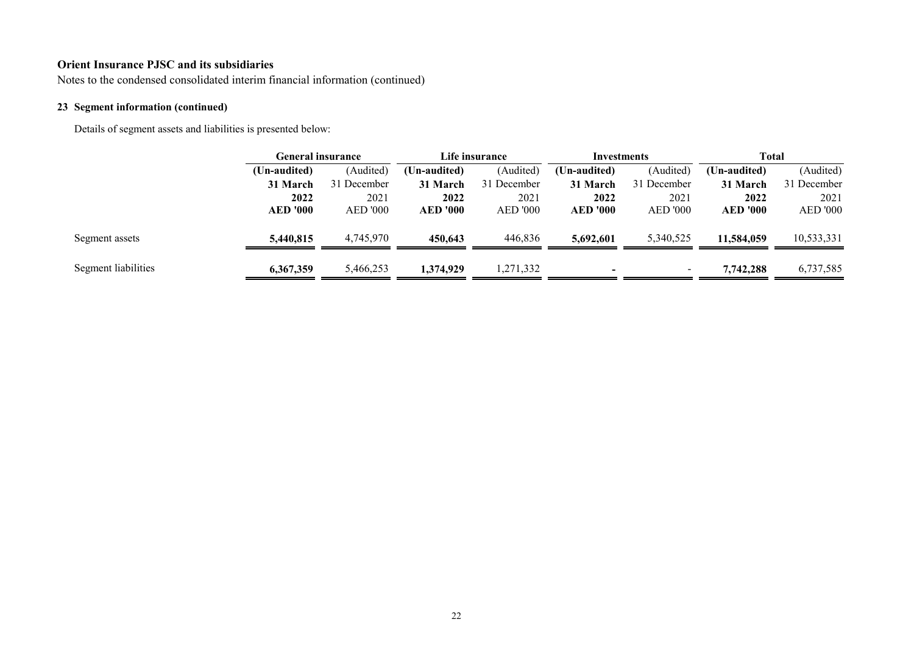**Orient Insurance PJSC and its subsidiaries**

Notes to the condensed consolidated interim financial information (continued)

**23 Segment information (continued)**

Details of segment assets and liabilities is presented below:

| | **General insurance** | | **Life insurance** | | **Investments** | | **Total** | |
|---|---|---|---|---|---|---|---|---|
| | **(Un-audited)** | (Audited) | **(Un-audited)** | (Audited) | **(Un-audited)** | (Audited) | **(Un-audited)** | (Audited) |
| | **31 March** | 31 December | **31 March** | 31 December | **31 March** | 31 December | **31 March** | 31 December |
| | **2022** | 2021 | **2022** | 2021 | **2022** | 2021 | **2022** | 2021 |
| | **AED '000** | AED '000 | **AED '000** | AED '000 | **AED '000** | AED '000 | **AED '000** | AED '000 |
| Segment assets | **5,440,815** | 4,745,970 | **450,643** | 446,836 | **5,692,601** | 5,340,525 | **11,584,059** | 10,533,331 |
| Segment liabilities | **6,367,359** | 5,466,253 | **1,374,929** | 1,271,332 | **-** | - | **7,742,288** | 6,737,585 |